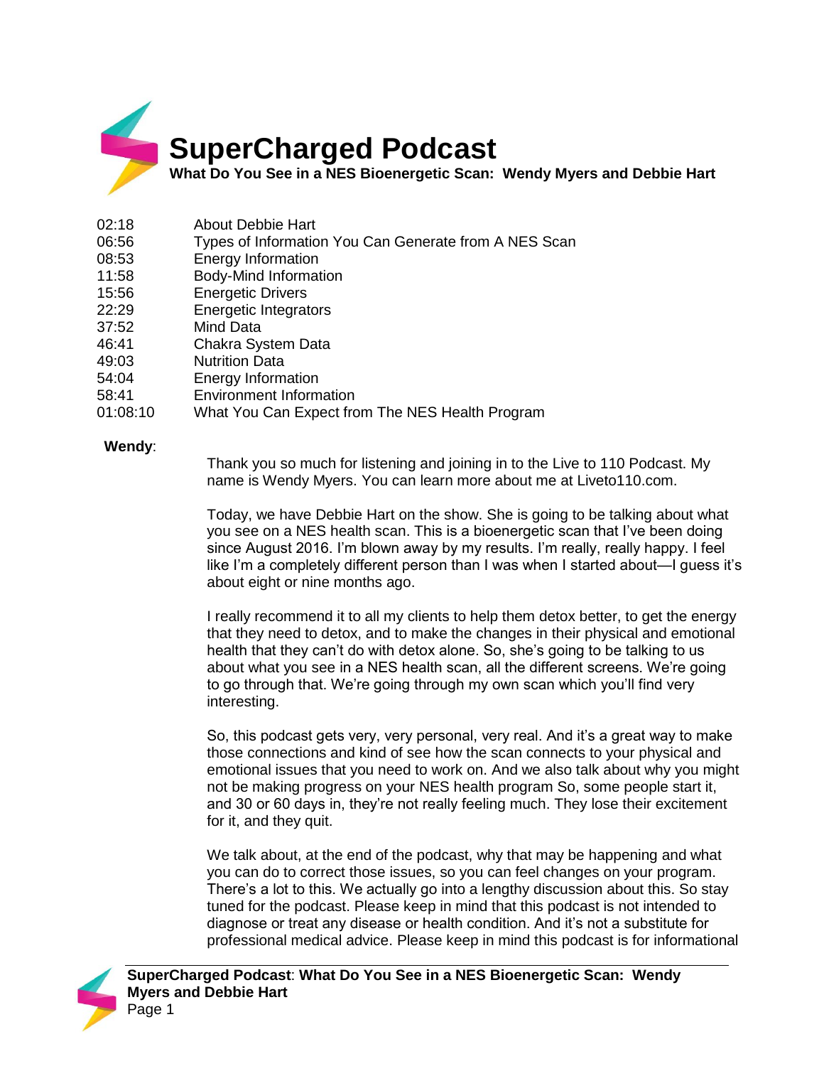# SuperCharged Podcast

**What Do You See in a NES Bioenergetic Scan: Wendy Myers and Debbie Hart**

| | |
|---|---|
| 02:18 | About Debbie Hart |
| 06:56 | Types of Information You Can Generate from A NES Scan |
| 08:53 | Energy Information |
| 11:58 | Body-Mind Information |
| 15:56 | Energetic Drivers |
| 22:29 | Energetic Integrators |
| 37:52 | Mind Data |
| 46:41 | Chakra System Data |
| 49:03 | Nutrition Data |
| 54:04 | Energy Information |
| 58:41 | Environment Information |
| 01:08:10 | What You Can Expect from The NES Health Program |

**Wendy**:

Thank you so much for listening and joining in to the Live to 110 Podcast. My name is Wendy Myers. You can learn more about me at Liveto110.com.

Today, we have Debbie Hart on the show. She is going to be talking about what you see on a NES health scan. This is a bioenergetic scan that I've been doing since August 2016. I'm blown away by my results. I'm really, really happy. I feel like I'm a completely different person than I was when I started about—I guess it's about eight or nine months ago.

I really recommend it to all my clients to help them detox better, to get the energy that they need to detox, and to make the changes in their physical and emotional health that they can't do with detox alone. So, she's going to be talking to us about what you see in a NES health scan, all the different screens. We're going to go through that. We're going through my own scan which you'll find very interesting.

So, this podcast gets very, very personal, very real. And it's a great way to make those connections and kind of see how the scan connects to your physical and emotional issues that you need to work on. And we also talk about why you might not be making progress on your NES health program So, some people start it, and 30 or 60 days in, they're not really feeling much. They lose their excitement for it, and they quit.

We talk about, at the end of the podcast, why that may be happening and what you can do to correct those issues, so you can feel changes on your program. There's a lot to this. We actually go into a lengthy discussion about this. So stay tuned for the podcast. Please keep in mind that this podcast is not intended to diagnose or treat any disease or health condition. And it's not a substitute for professional medical advice. Please keep in mind this podcast is for informational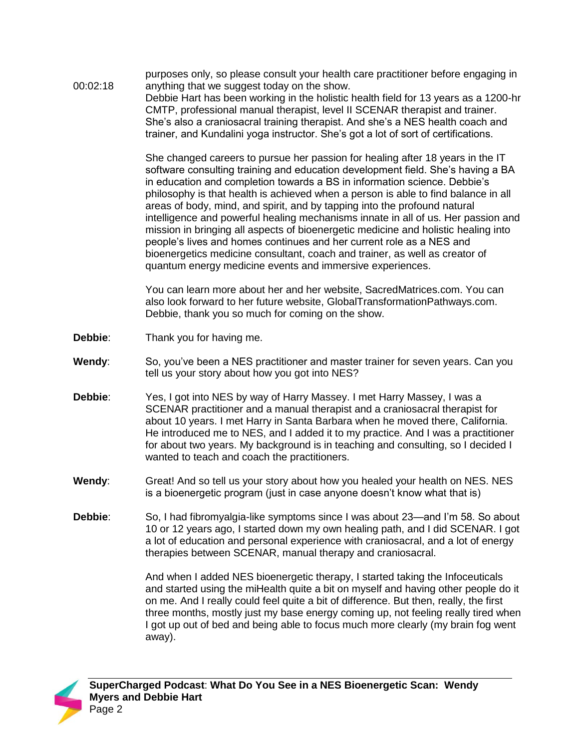purposes only, so please consult your health care practitioner before engaging in anything that we suggest today on the show.

00:02:18

Debbie Hart has been working in the holistic health field for 13 years as a 1200-hr CMTP, professional manual therapist, level II SCENAR therapist and trainer. She's also a craniosacral training therapist. And she's a NES health coach and trainer, and Kundalini yoga instructor. She's got a lot of sort of certifications.

She changed careers to pursue her passion for healing after 18 years in the IT software consulting training and education development field. She's having a BA in education and completion towards a BS in information science. Debbie's philosophy is that health is achieved when a person is able to find balance in all areas of body, mind, and spirit, and by tapping into the profound natural intelligence and powerful healing mechanisms innate in all of us. Her passion and mission in bringing all aspects of bioenergetic medicine and holistic healing into people's lives and homes continues and her current role as a NES and bioenergetics medicine consultant, coach and trainer, as well as creator of quantum energy medicine events and immersive experiences.

You can learn more about her and her website, SacredMatrices.com. You can also look forward to her future website, GlobalTransformationPathways.com. Debbie, thank you so much for coming on the show.

**Debbie**: Thank you for having me.

**Wendy**: So, you've been a NES practitioner and master trainer for seven years. Can you tell us your story about how you got into NES?

**Debbie**: Yes, I got into NES by way of Harry Massey. I met Harry Massey, I was a SCENAR practitioner and a manual therapist and a craniosacral therapist for about 10 years. I met Harry in Santa Barbara when he moved there, California. He introduced me to NES, and I added it to my practice. And I was a practitioner for about two years. My background is in teaching and consulting, so I decided I wanted to teach and coach the practitioners.

**Wendy**: Great! And so tell us your story about how you healed your health on NES. NES is a bioenergetic program (just in case anyone doesn't know what that is)

**Debbie**: So, I had fibromyalgia-like symptoms since I was about 23—and I'm 58. So about 10 or 12 years ago, I started down my own healing path, and I did SCENAR. I got a lot of education and personal experience with craniosacral, and a lot of energy therapies between SCENAR, manual therapy and craniosacral.

And when I added NES bioenergetic therapy, I started taking the Infoceuticals and started using the miHealth quite a bit on myself and having other people do it on me. And I really could feel quite a bit of difference. But then, really, the first three months, mostly just my base energy coming up, not feeling really tired when I got up out of bed and being able to focus much more clearly (my brain fog went away).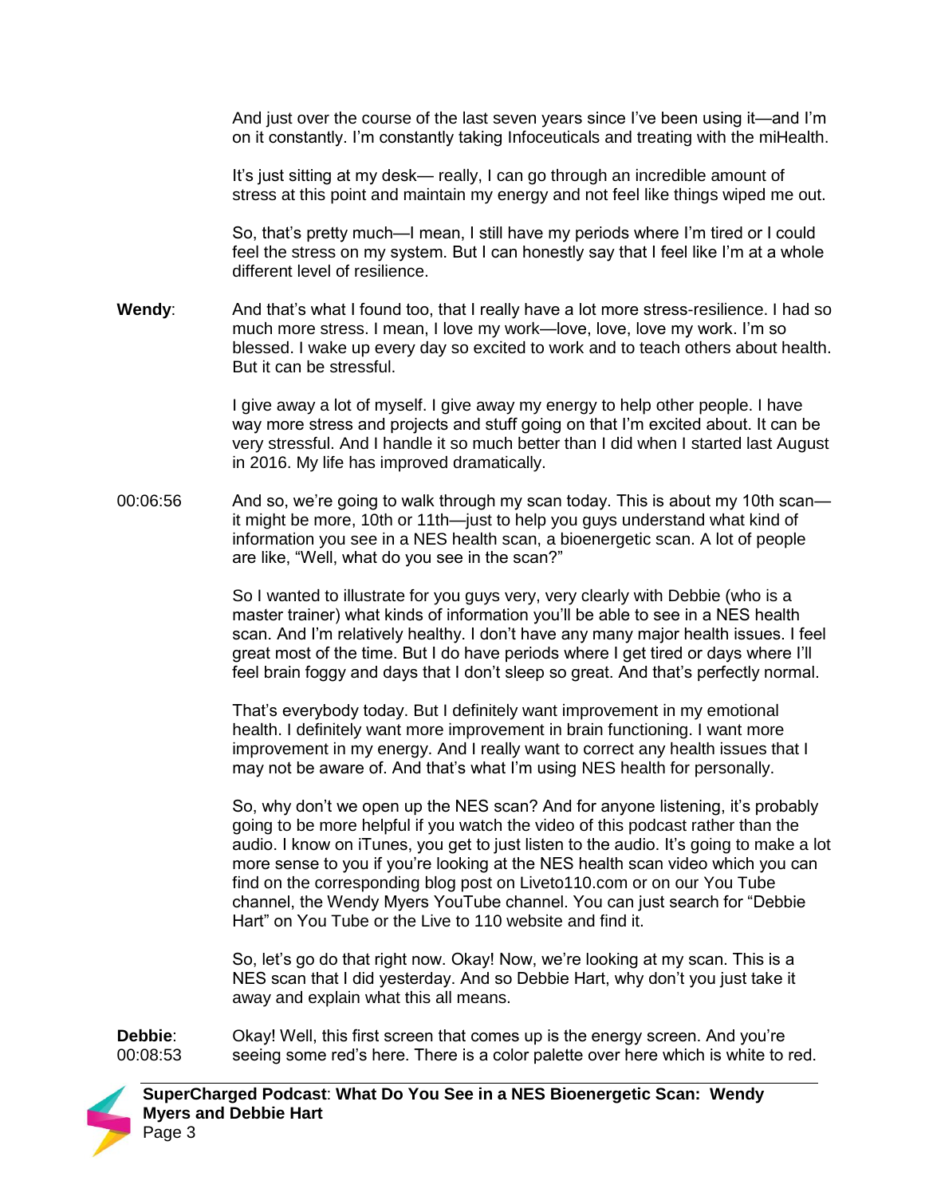And just over the course of the last seven years since I've been using it—and I'm on it constantly. I'm constantly taking Infoceuticals and treating with the miHealth.

It's just sitting at my desk— really, I can go through an incredible amount of stress at this point and maintain my energy and not feel like things wiped me out.

So, that's pretty much—I mean, I still have my periods where I'm tired or I could feel the stress on my system. But I can honestly say that I feel like I'm at a whole different level of resilience.

**Wendy**: And that's what I found too, that I really have a lot more stress-resilience. I had so much more stress. I mean, I love my work—love, love, love my work. I'm so blessed. I wake up every day so excited to work and to teach others about health. But it can be stressful.

I give away a lot of myself. I give away my energy to help other people. I have way more stress and projects and stuff going on that I'm excited about. It can be very stressful. And I handle it so much better than I did when I started last August in 2016. My life has improved dramatically.

00:06:56 And so, we're going to walk through my scan today. This is about my 10th scan—it might be more, 10th or 11th—just to help you guys understand what kind of information you see in a NES health scan, a bioenergetic scan. A lot of people are like, "Well, what do you see in the scan?"

So I wanted to illustrate for you guys very, very clearly with Debbie (who is a master trainer) what kinds of information you'll be able to see in a NES health scan. And I'm relatively healthy. I don't have any many major health issues. I feel great most of the time. But I do have periods where I get tired or days where I'll feel brain foggy and days that I don't sleep so great. And that's perfectly normal.

That's everybody today. But I definitely want improvement in my emotional health. I definitely want more improvement in brain functioning. I want more improvement in my energy. And I really want to correct any health issues that I may not be aware of. And that's what I'm using NES health for personally.

So, why don't we open up the NES scan? And for anyone listening, it's probably going to be more helpful if you watch the video of this podcast rather than the audio. I know on iTunes, you get to just listen to the audio. It's going to make a lot more sense to you if you're looking at the NES health scan video which you can find on the corresponding blog post on Liveto110.com or on our You Tube channel, the Wendy Myers YouTube channel. You can just search for "Debbie Hart" on You Tube or the Live to 110 website and find it.

So, let's go do that right now. Okay! Now, we're looking at my scan. This is a NES scan that I did yesterday. And so Debbie Hart, why don't you just take it away and explain what this all means.

**Debbie**: 00:08:53 Okay! Well, this first screen that comes up is the energy screen. And you're seeing some red's here. There is a color palette over here which is white to red.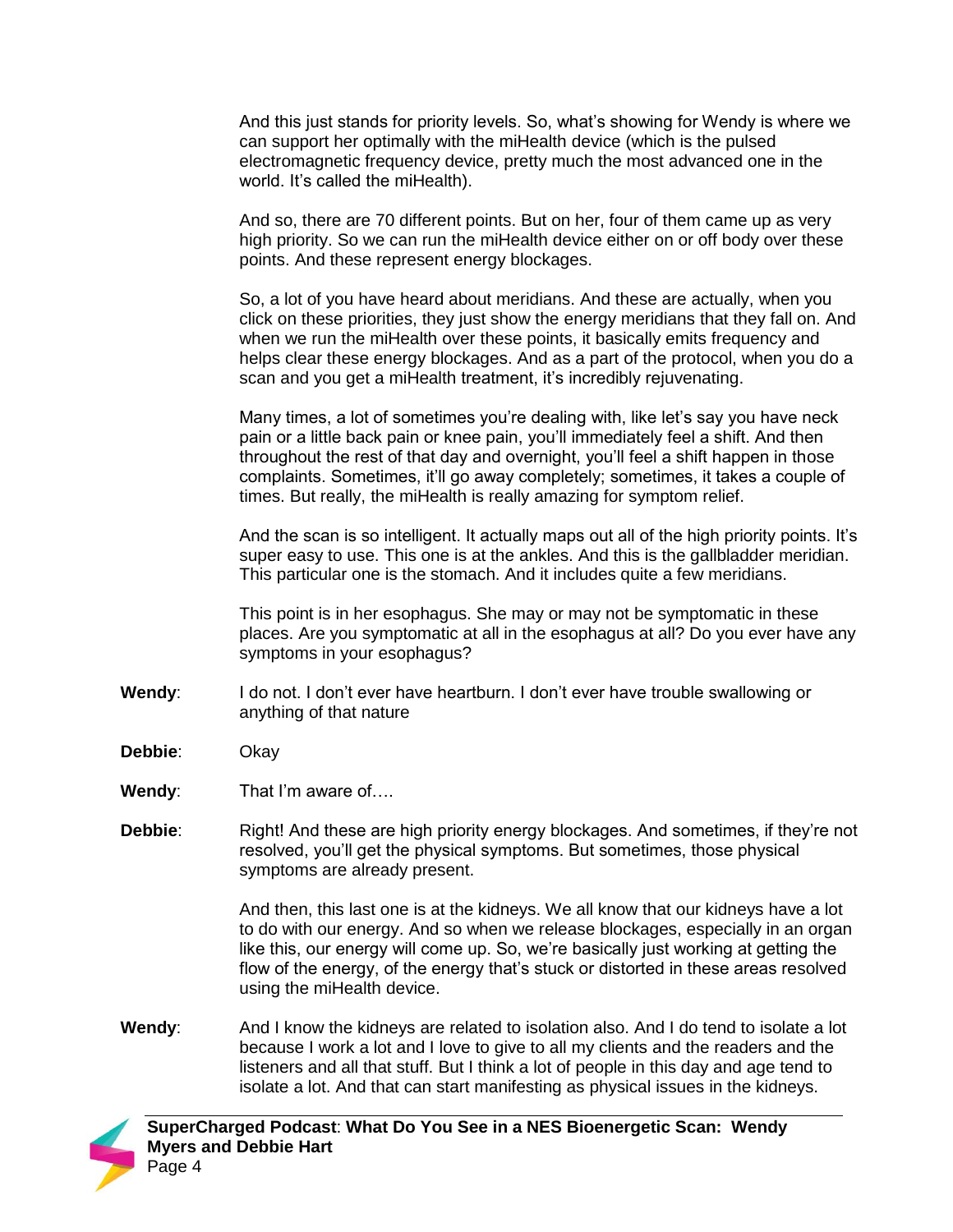And this just stands for priority levels. So, what's showing for Wendy is where we can support her optimally with the miHealth device (which is the pulsed electromagnetic frequency device, pretty much the most advanced one in the world. It's called the miHealth).

And so, there are 70 different points. But on her, four of them came up as very high priority. So we can run the miHealth device either on or off body over these points. And these represent energy blockages.

So, a lot of you have heard about meridians. And these are actually, when you click on these priorities, they just show the energy meridians that they fall on. And when we run the miHealth over these points, it basically emits frequency and helps clear these energy blockages. And as a part of the protocol, when you do a scan and you get a miHealth treatment, it's incredibly rejuvenating.

Many times, a lot of sometimes you're dealing with, like let's say you have neck pain or a little back pain or knee pain, you'll immediately feel a shift. And then throughout the rest of that day and overnight, you'll feel a shift happen in those complaints. Sometimes, it'll go away completely; sometimes, it takes a couple of times. But really, the miHealth is really amazing for symptom relief.

And the scan is so intelligent. It actually maps out all of the high priority points. It's super easy to use. This one is at the ankles. And this is the gallbladder meridian. This particular one is the stomach. And it includes quite a few meridians.

This point is in her esophagus. She may or may not be symptomatic in these places. Are you symptomatic at all in the esophagus at all? Do you ever have any symptoms in your esophagus?

**Wendy**: I do not. I don't ever have heartburn. I don't ever have trouble swallowing or anything of that nature

**Debbie**: Okay

**Wendy**: That I'm aware of….

**Debbie**: Right! And these are high priority energy blockages. And sometimes, if they're not resolved, you'll get the physical symptoms. But sometimes, those physical symptoms are already present.

And then, this last one is at the kidneys. We all know that our kidneys have a lot to do with our energy. And so when we release blockages, especially in an organ like this, our energy will come up. So, we're basically just working at getting the flow of the energy, of the energy that's stuck or distorted in these areas resolved using the miHealth device.

**Wendy**: And I know the kidneys are related to isolation also. And I do tend to isolate a lot because I work a lot and I love to give to all my clients and the readers and the listeners and all that stuff. But I think a lot of people in this day and age tend to isolate a lot. And that can start manifesting as physical issues in the kidneys.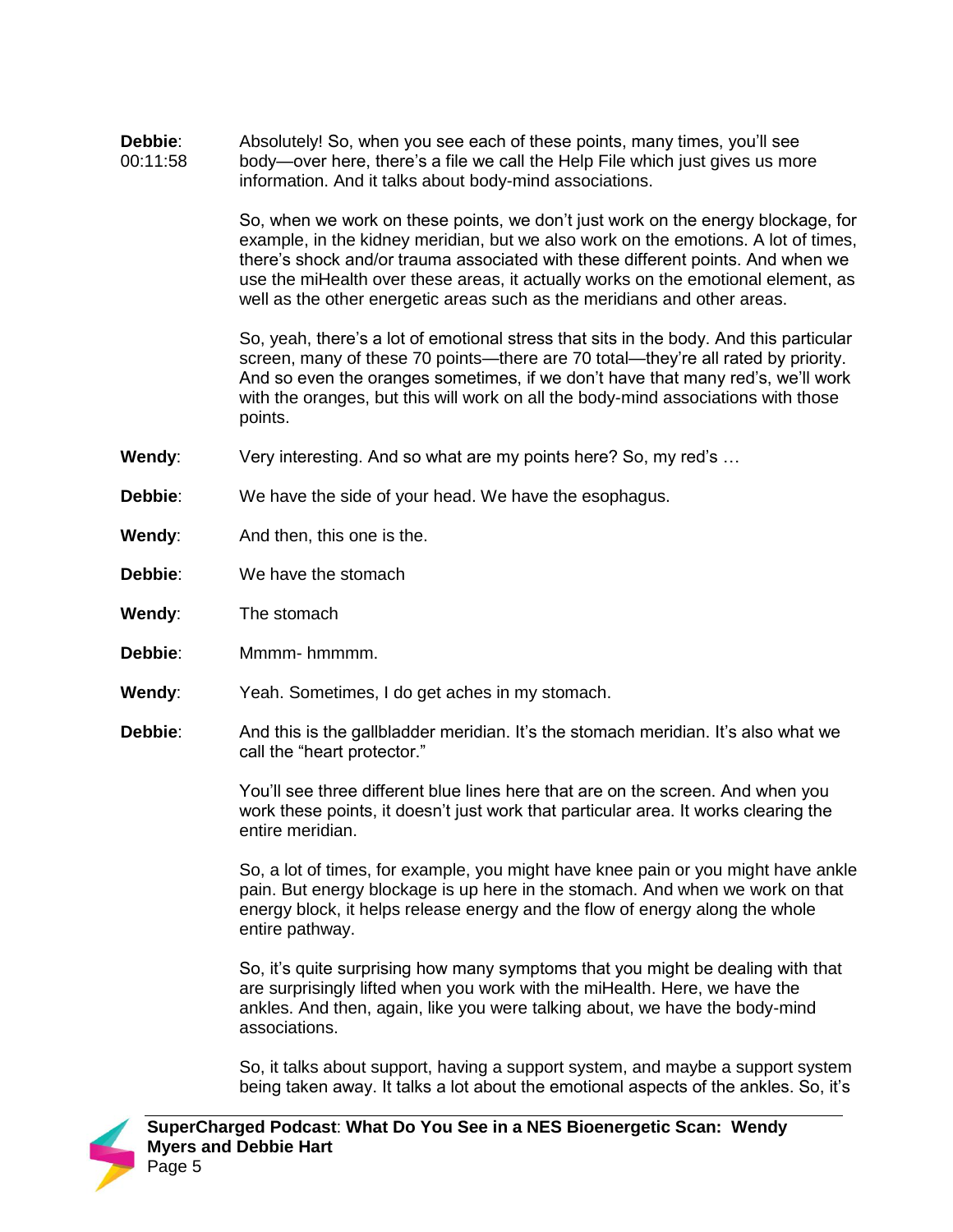**Debbie**: 00:11:58

Absolutely! So, when you see each of these points, many times, you'll see body—over here, there's a file we call the Help File which just gives us more information. And it talks about body-mind associations.

So, when we work on these points, we don't just work on the energy blockage, for example, in the kidney meridian, but we also work on the emotions. A lot of times, there's shock and/or trauma associated with these different points. And when we use the miHealth over these areas, it actually works on the emotional element, as well as the other energetic areas such as the meridians and other areas.

So, yeah, there's a lot of emotional stress that sits in the body. And this particular screen, many of these 70 points—there are 70 total—they're all rated by priority. And so even the oranges sometimes, if we don't have that many red's, we'll work with the oranges, but this will work on all the body-mind associations with those points.

**Wendy**: Very interesting. And so what are my points here? So, my red's …

**Debbie**: We have the side of your head. We have the esophagus.

**Wendy**: And then, this one is the.

**Debbie**: We have the stomach

**Wendy**: The stomach

**Debbie**: Mmmm- hmmmm.

**Wendy**: Yeah. Sometimes, I do get aches in my stomach.

**Debbie**: And this is the gallbladder meridian. It's the stomach meridian. It's also what we call the "heart protector."

You'll see three different blue lines here that are on the screen. And when you work these points, it doesn't just work that particular area. It works clearing the entire meridian.

So, a lot of times, for example, you might have knee pain or you might have ankle pain. But energy blockage is up here in the stomach. And when we work on that energy block, it helps release energy and the flow of energy along the whole entire pathway.

So, it's quite surprising how many symptoms that you might be dealing with that are surprisingly lifted when you work with the miHealth. Here, we have the ankles. And then, again, like you were talking about, we have the body-mind associations.

So, it talks about support, having a support system, and maybe a support system being taken away. It talks a lot about the emotional aspects of the ankles. So, it's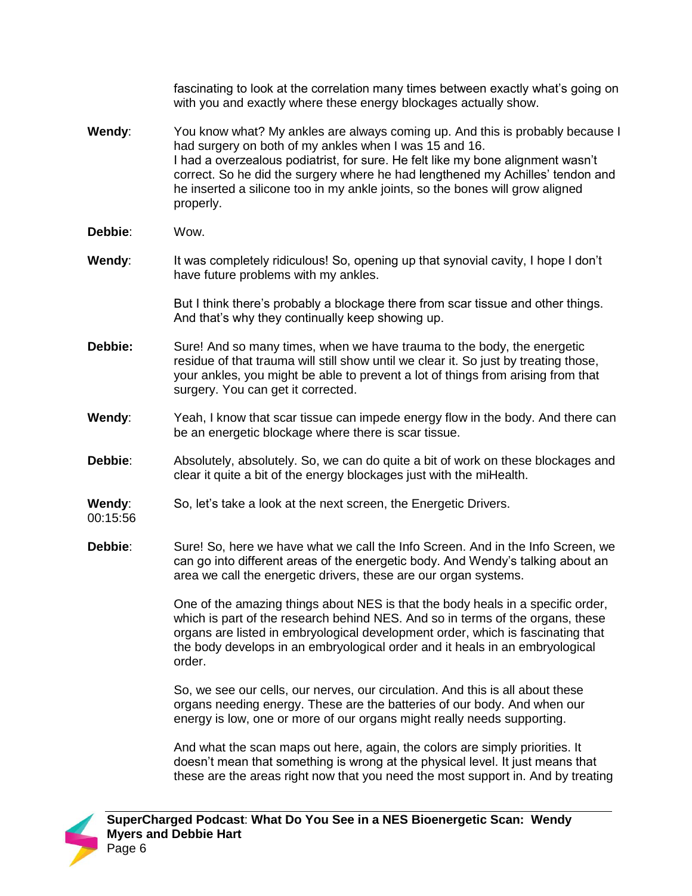fascinating to look at the correlation many times between exactly what's going on with you and exactly where these energy blockages actually show.

**Wendy**: You know what? My ankles are always coming up. And this is probably because I had surgery on both of my ankles when I was 15 and 16.
I had a overzealous podiatrist, for sure. He felt like my bone alignment wasn't correct. So he did the surgery where he had lengthened my Achilles' tendon and he inserted a silicone too in my ankle joints, so the bones will grow aligned properly.

**Debbie**: Wow.

**Wendy**: It was completely ridiculous! So, opening up that synovial cavity, I hope I don't have future problems with my ankles.

But I think there's probably a blockage there from scar tissue and other things. And that's why they continually keep showing up.

**Debbie:** Sure! And so many times, when we have trauma to the body, the energetic residue of that trauma will still show until we clear it. So just by treating those, your ankles, you might be able to prevent a lot of things from arising from that surgery. You can get it corrected.

**Wendy**: Yeah, I know that scar tissue can impede energy flow in the body. And there can be an energetic blockage where there is scar tissue.

**Debbie**: Absolutely, absolutely. So, we can do quite a bit of work on these blockages and clear it quite a bit of the energy blockages just with the miHealth.

**Wendy**: 00:15:56 So, let's take a look at the next screen, the Energetic Drivers.

**Debbie**: Sure! So, here we have what we call the Info Screen. And in the Info Screen, we can go into different areas of the energetic body. And Wendy's talking about an area we call the energetic drivers, these are our organ systems.

One of the amazing things about NES is that the body heals in a specific order, which is part of the research behind NES. And so in terms of the organs, these organs are listed in embryological development order, which is fascinating that the body develops in an embryological order and it heals in an embryological order.

So, we see our cells, our nerves, our circulation. And this is all about these organs needing energy. These are the batteries of our body. And when our energy is low, one or more of our organs might really needs supporting.

And what the scan maps out here, again, the colors are simply priorities. It doesn't mean that something is wrong at the physical level. It just means that these are the areas right now that you need the most support in. And by treating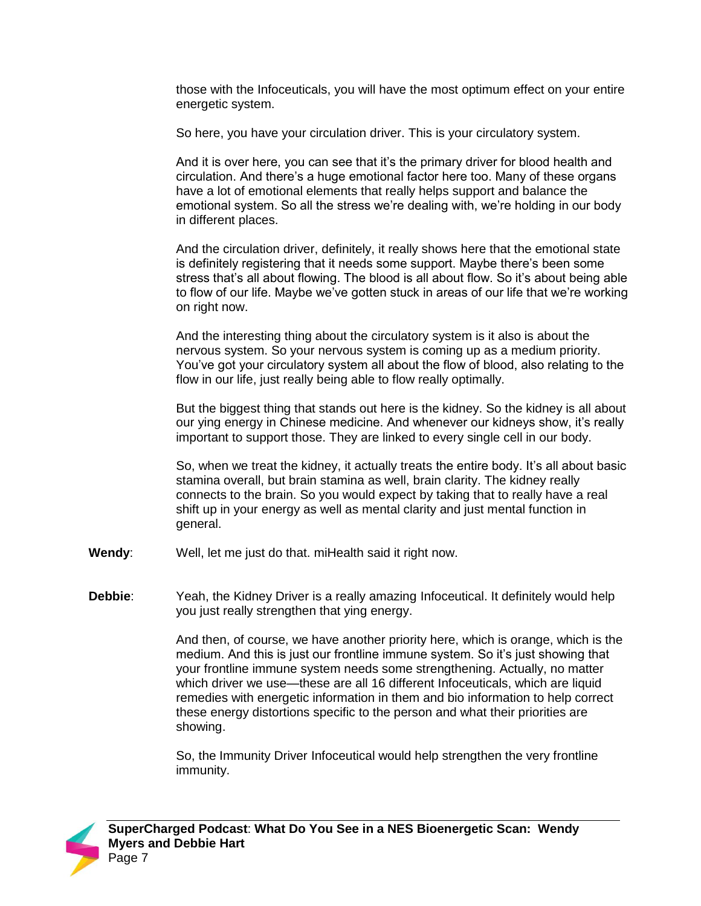those with the Infoceuticals, you will have the most optimum effect on your entire energetic system.

So here, you have your circulation driver. This is your circulatory system.

And it is over here, you can see that it's the primary driver for blood health and circulation. And there's a huge emotional factor here too. Many of these organs have a lot of emotional elements that really helps support and balance the emotional system. So all the stress we're dealing with, we're holding in our body in different places.

And the circulation driver, definitely, it really shows here that the emotional state is definitely registering that it needs some support. Maybe there's been some stress that's all about flowing. The blood is all about flow. So it's about being able to flow of our life. Maybe we've gotten stuck in areas of our life that we're working on right now.

And the interesting thing about the circulatory system is it also is about the nervous system. So your nervous system is coming up as a medium priority. You've got your circulatory system all about the flow of blood, also relating to the flow in our life, just really being able to flow really optimally.

But the biggest thing that stands out here is the kidney. So the kidney is all about our ying energy in Chinese medicine. And whenever our kidneys show, it's really important to support those. They are linked to every single cell in our body.

So, when we treat the kidney, it actually treats the entire body. It's all about basic stamina overall, but brain stamina as well, brain clarity. The kidney really connects to the brain. So you would expect by taking that to really have a real shift up in your energy as well as mental clarity and just mental function in general.

**Wendy**: Well, let me just do that. miHealth said it right now.

**Debbie**: Yeah, the Kidney Driver is a really amazing Infoceutical. It definitely would help you just really strengthen that ying energy.

And then, of course, we have another priority here, which is orange, which is the medium. And this is just our frontline immune system. So it's just showing that your frontline immune system needs some strengthening. Actually, no matter which driver we use—these are all 16 different Infoceuticals, which are liquid remedies with energetic information in them and bio information to help correct these energy distortions specific to the person and what their priorities are showing.

So, the Immunity Driver Infoceutical would help strengthen the very frontline immunity.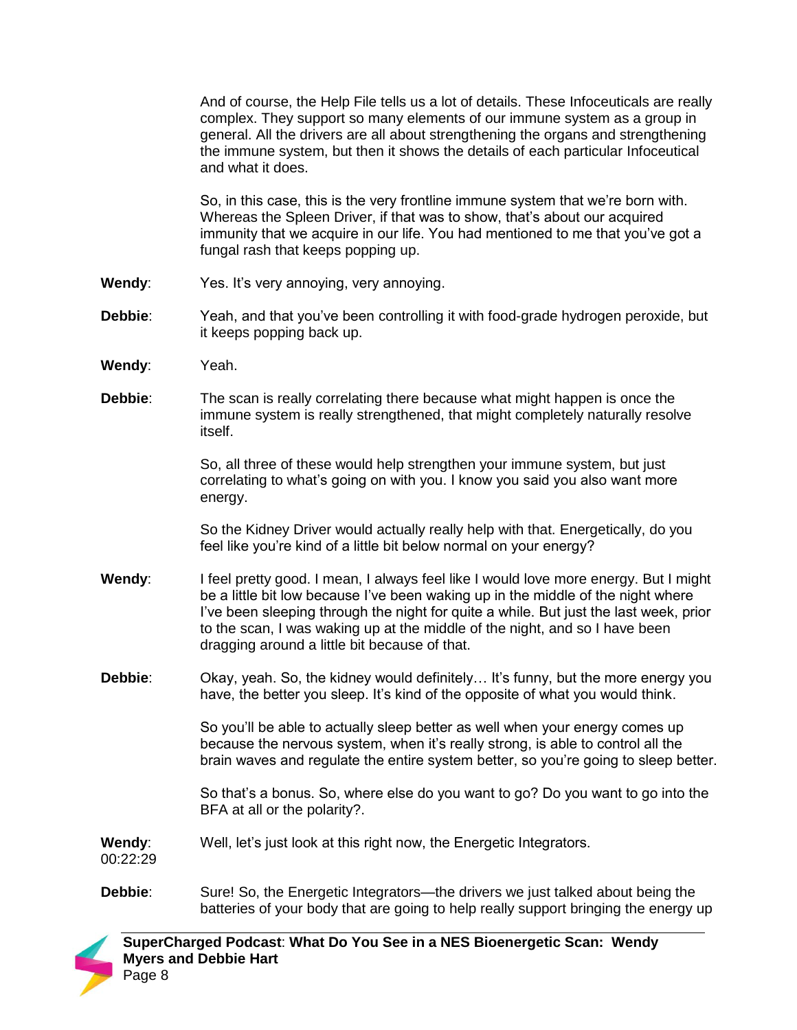And of course, the Help File tells us a lot of details. These Infoceuticals are really complex. They support so many elements of our immune system as a group in general. All the drivers are all about strengthening the organs and strengthening the immune system, but then it shows the details of each particular Infoceutical and what it does.

So, in this case, this is the very frontline immune system that we're born with. Whereas the Spleen Driver, if that was to show, that's about our acquired immunity that we acquire in our life. You had mentioned to me that you've got a fungal rash that keeps popping up.

**Wendy**: Yes. It's very annoying, very annoying.

**Debbie**: Yeah, and that you've been controlling it with food-grade hydrogen peroxide, but it keeps popping back up.

**Wendy**: Yeah.

**Debbie**: The scan is really correlating there because what might happen is once the immune system is really strengthened, that might completely naturally resolve itself.

So, all three of these would help strengthen your immune system, but just correlating to what's going on with you. I know you said you also want more energy.

So the Kidney Driver would actually really help with that. Energetically, do you feel like you're kind of a little bit below normal on your energy?

**Wendy**: I feel pretty good. I mean, I always feel like I would love more energy. But I might be a little bit low because I've been waking up in the middle of the night where I've been sleeping through the night for quite a while. But just the last week, prior to the scan, I was waking up at the middle of the night, and so I have been dragging around a little bit because of that.

**Debbie**: Okay, yeah. So, the kidney would definitely… It's funny, but the more energy you have, the better you sleep. It's kind of the opposite of what you would think.

So you'll be able to actually sleep better as well when your energy comes up because the nervous system, when it's really strong, is able to control all the brain waves and regulate the entire system better, so you're going to sleep better.

So that's a bonus. So, where else do you want to go? Do you want to go into the BFA at all or the polarity?.

**Wendy**: 00:22:29 Well, let's just look at this right now, the Energetic Integrators.

**Debbie**: Sure! So, the Energetic Integrators—the drivers we just talked about being the batteries of your body that are going to help really support bringing the energy up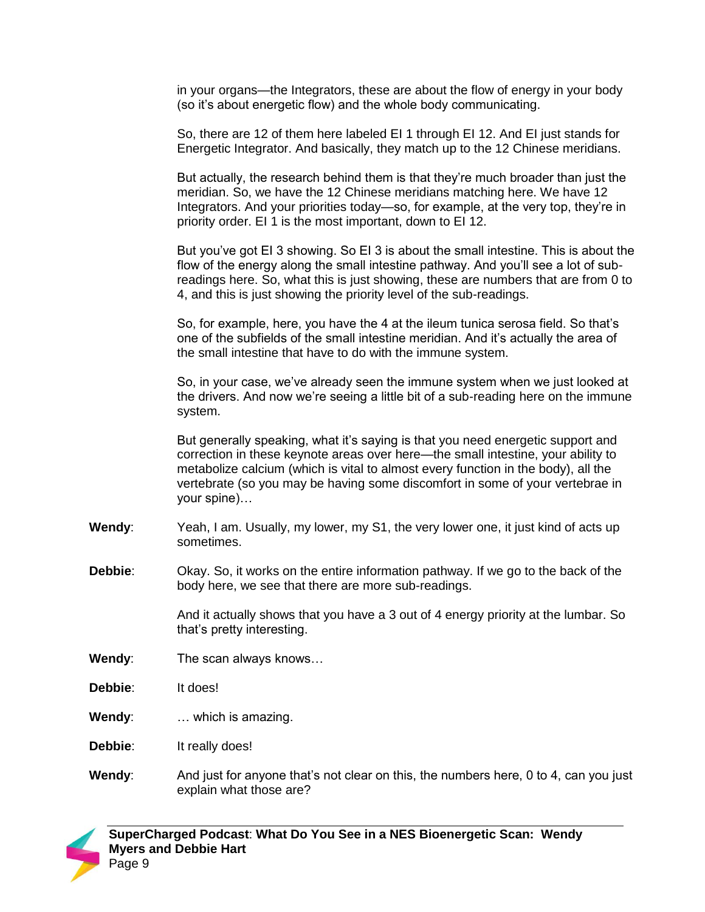in your organs—the Integrators, these are about the flow of energy in your body (so it's about energetic flow) and the whole body communicating.

So, there are 12 of them here labeled EI 1 through EI 12. And EI just stands for Energetic Integrator. And basically, they match up to the 12 Chinese meridians.

But actually, the research behind them is that they're much broader than just the meridian. So, we have the 12 Chinese meridians matching here. We have 12 Integrators. And your priorities today—so, for example, at the very top, they're in priority order. EI 1 is the most important, down to EI 12.

But you've got EI 3 showing. So EI 3 is about the small intestine. This is about the flow of the energy along the small intestine pathway. And you'll see a lot of sub-readings here. So, what this is just showing, these are numbers that are from 0 to 4, and this is just showing the priority level of the sub-readings.

So, for example, here, you have the 4 at the ileum tunica serosa field. So that's one of the subfields of the small intestine meridian. And it's actually the area of the small intestine that have to do with the immune system.

So, in your case, we've already seen the immune system when we just looked at the drivers. And now we're seeing a little bit of a sub-reading here on the immune system.

But generally speaking, what it's saying is that you need energetic support and correction in these keynote areas over here—the small intestine, your ability to metabolize calcium (which is vital to almost every function in the body), all the vertebrate (so you may be having some discomfort in some of your vertebrae in your spine)…

**Wendy**: Yeah, I am. Usually, my lower, my S1, the very lower one, it just kind of acts up sometimes.

**Debbie**: Okay. So, it works on the entire information pathway. If we go to the back of the body here, we see that there are more sub-readings.

And it actually shows that you have a 3 out of 4 energy priority at the lumbar. So that's pretty interesting.

**Wendy**: The scan always knows…

**Debbie**: It does!

**Wendy**: … which is amazing.

**Debbie**: It really does!

**Wendy**: And just for anyone that's not clear on this, the numbers here, 0 to 4, can you just explain what those are?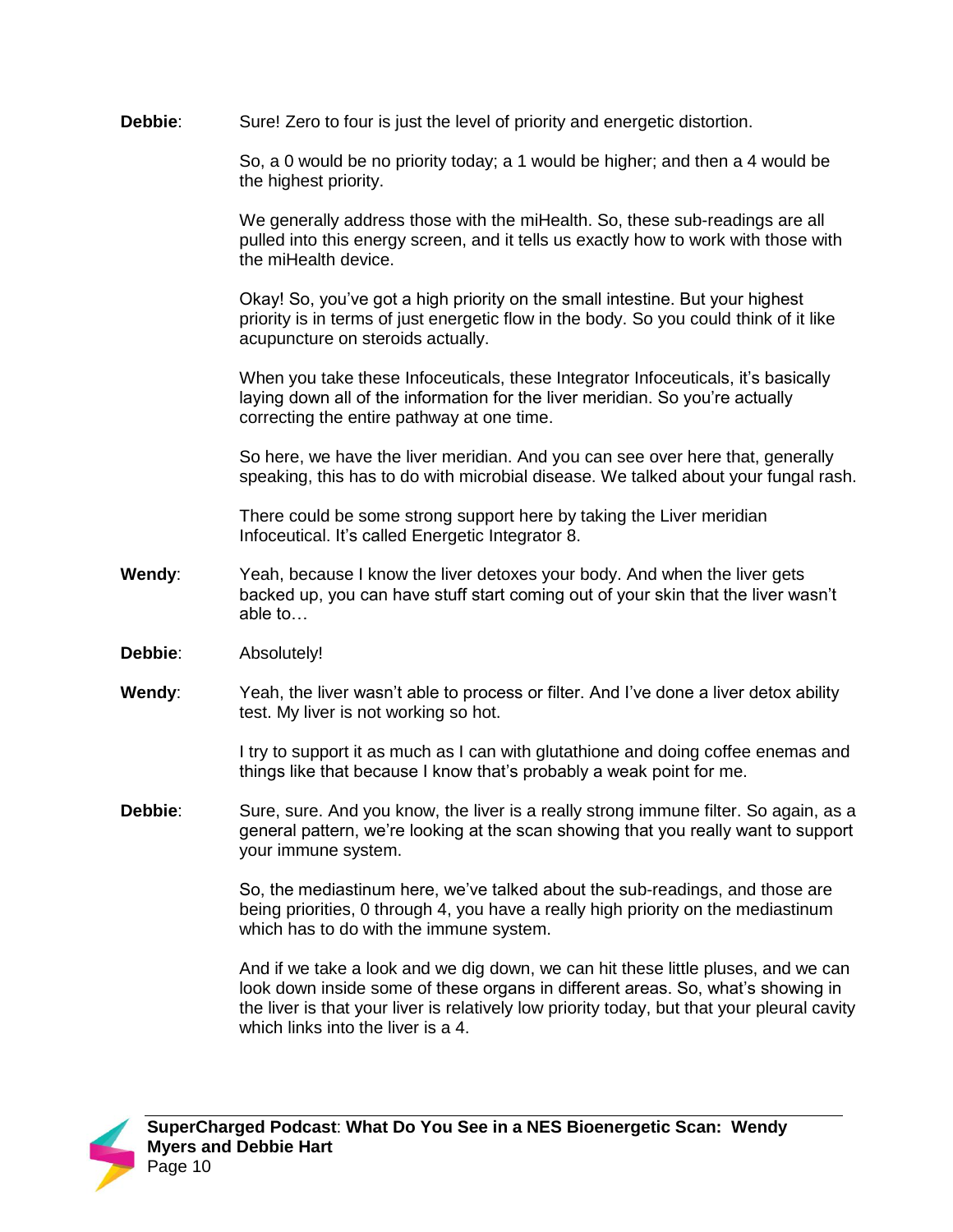**Debbie**: Sure! Zero to four is just the level of priority and energetic distortion.

So, a 0 would be no priority today; a 1 would be higher; and then a 4 would be the highest priority.

We generally address those with the miHealth. So, these sub-readings are all pulled into this energy screen, and it tells us exactly how to work with those with the miHealth device.

Okay! So, you've got a high priority on the small intestine. But your highest priority is in terms of just energetic flow in the body. So you could think of it like acupuncture on steroids actually.

When you take these Infoceuticals, these Integrator Infoceuticals, it's basically laying down all of the information for the liver meridian. So you're actually correcting the entire pathway at one time.

So here, we have the liver meridian. And you can see over here that, generally speaking, this has to do with microbial disease. We talked about your fungal rash.

There could be some strong support here by taking the Liver meridian Infoceutical. It's called Energetic Integrator 8.

**Wendy**: Yeah, because I know the liver detoxes your body. And when the liver gets backed up, you can have stuff start coming out of your skin that the liver wasn't able to…

**Debbie**: Absolutely!

**Wendy**: Yeah, the liver wasn't able to process or filter. And I've done a liver detox ability test. My liver is not working so hot.

I try to support it as much as I can with glutathione and doing coffee enemas and things like that because I know that's probably a weak point for me.

**Debbie**: Sure, sure. And you know, the liver is a really strong immune filter. So again, as a general pattern, we're looking at the scan showing that you really want to support your immune system.

So, the mediastinum here, we've talked about the sub-readings, and those are being priorities, 0 through 4, you have a really high priority on the mediastinum which has to do with the immune system.

And if we take a look and we dig down, we can hit these little pluses, and we can look down inside some of these organs in different areas. So, what's showing in the liver is that your liver is relatively low priority today, but that your pleural cavity which links into the liver is a 4.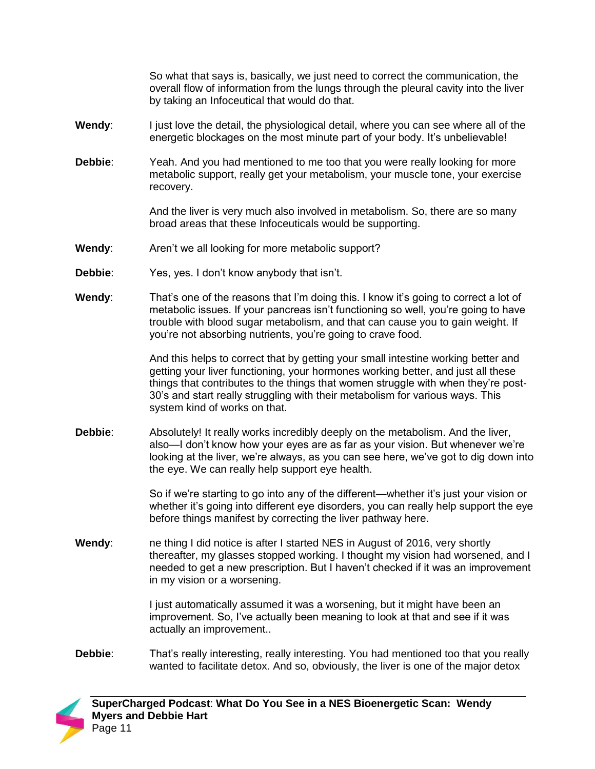So what that says is, basically, we just need to correct the communication, the overall flow of information from the lungs through the pleural cavity into the liver by taking an Infoceutical that would do that.

**Wendy**: I just love the detail, the physiological detail, where you can see where all of the energetic blockages on the most minute part of your body. It's unbelievable!

**Debbie**: Yeah. And you had mentioned to me too that you were really looking for more metabolic support, really get your metabolism, your muscle tone, your exercise recovery.

And the liver is very much also involved in metabolism. So, there are so many broad areas that these Infoceuticals would be supporting.

**Wendy**: Aren't we all looking for more metabolic support?

**Debbie**: Yes, yes. I don't know anybody that isn't.

**Wendy**: That's one of the reasons that I'm doing this. I know it's going to correct a lot of metabolic issues. If your pancreas isn't functioning so well, you're going to have trouble with blood sugar metabolism, and that can cause you to gain weight. If you're not absorbing nutrients, you're going to crave food.

And this helps to correct that by getting your small intestine working better and getting your liver functioning, your hormones working better, and just all these things that contributes to the things that women struggle with when they're post-30's and start really struggling with their metabolism for various ways. This system kind of works on that.

**Debbie**: Absolutely! It really works incredibly deeply on the metabolism. And the liver, also—I don't know how your eyes are as far as your vision. But whenever we're looking at the liver, we're always, as you can see here, we've got to dig down into the eye. We can really help support eye health.

So if we're starting to go into any of the different—whether it's just your vision or whether it's going into different eye disorders, you can really help support the eye before things manifest by correcting the liver pathway here.

**Wendy**: ne thing I did notice is after I started NES in August of 2016, very shortly thereafter, my glasses stopped working. I thought my vision had worsened, and I needed to get a new prescription. But I haven't checked if it was an improvement in my vision or a worsening.

I just automatically assumed it was a worsening, but it might have been an improvement. So, I've actually been meaning to look at that and see if it was actually an improvement..

**Debbie**: That's really interesting, really interesting. You had mentioned too that you really wanted to facilitate detox. And so, obviously, the liver is one of the major detox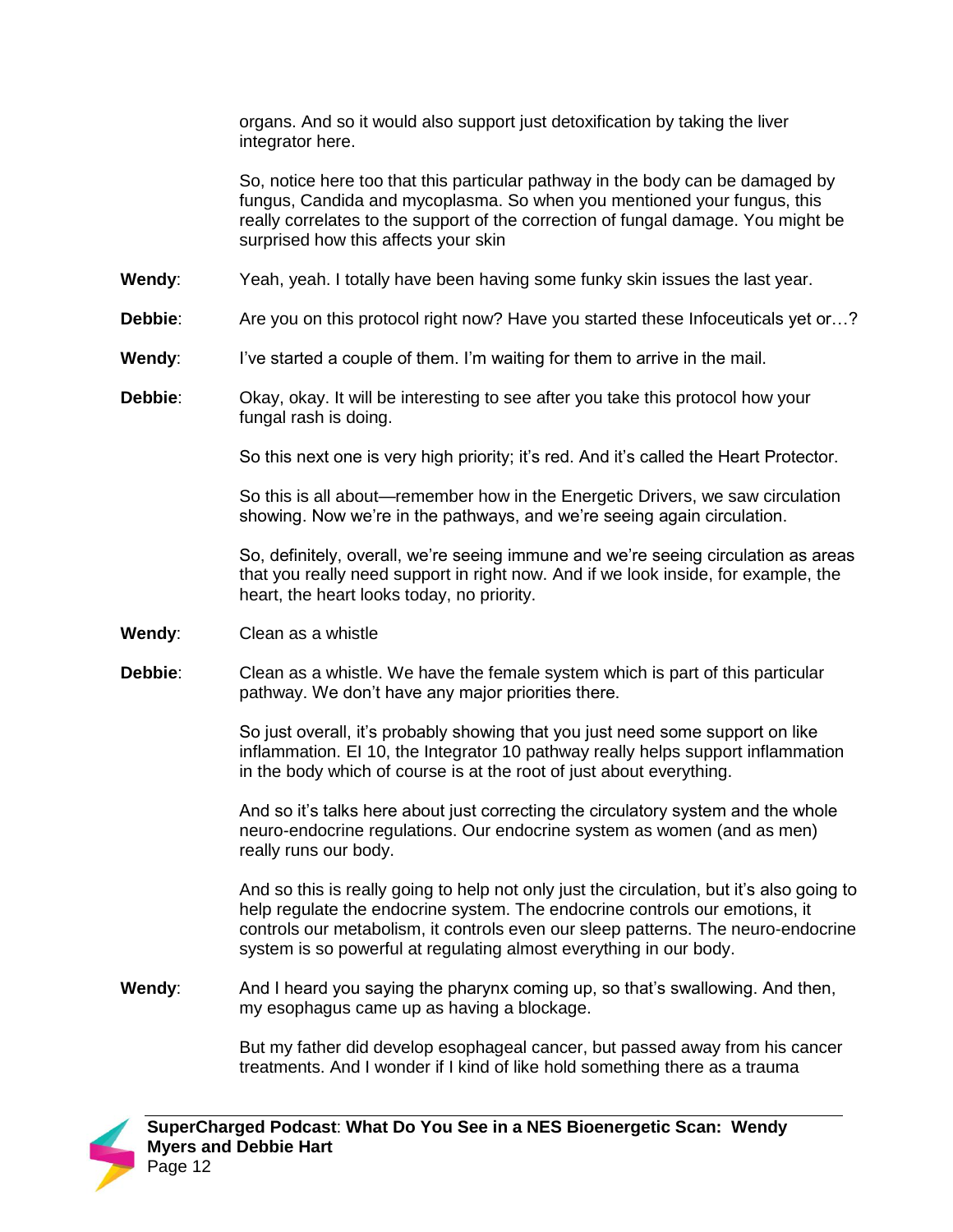organs. And so it would also support just detoxification by taking the liver integrator here.

So, notice here too that this particular pathway in the body can be damaged by fungus, Candida and mycoplasma. So when you mentioned your fungus, this really correlates to the support of the correction of fungal damage. You might be surprised how this affects your skin

**Wendy**: Yeah, yeah. I totally have been having some funky skin issues the last year.

**Debbie**: Are you on this protocol right now? Have you started these Infoceuticals yet or…?

**Wendy**: I've started a couple of them. I'm waiting for them to arrive in the mail.

**Debbie**: Okay, okay. It will be interesting to see after you take this protocol how your fungal rash is doing.

So this next one is very high priority; it's red. And it's called the Heart Protector.

So this is all about—remember how in the Energetic Drivers, we saw circulation showing. Now we're in the pathways, and we're seeing again circulation.

So, definitely, overall, we're seeing immune and we're seeing circulation as areas that you really need support in right now. And if we look inside, for example, the heart, the heart looks today, no priority.

**Wendy**: Clean as a whistle

**Debbie**: Clean as a whistle. We have the female system which is part of this particular pathway. We don't have any major priorities there.

So just overall, it's probably showing that you just need some support on like inflammation. EI 10, the Integrator 10 pathway really helps support inflammation in the body which of course is at the root of just about everything.

And so it's talks here about just correcting the circulatory system and the whole neuro-endocrine regulations. Our endocrine system as women (and as men) really runs our body.

And so this is really going to help not only just the circulation, but it's also going to help regulate the endocrine system. The endocrine controls our emotions, it controls our metabolism, it controls even our sleep patterns. The neuro-endocrine system is so powerful at regulating almost everything in our body.

**Wendy**: And I heard you saying the pharynx coming up, so that's swallowing. And then, my esophagus came up as having a blockage.

But my father did develop esophageal cancer, but passed away from his cancer treatments. And I wonder if I kind of like hold something there as a trauma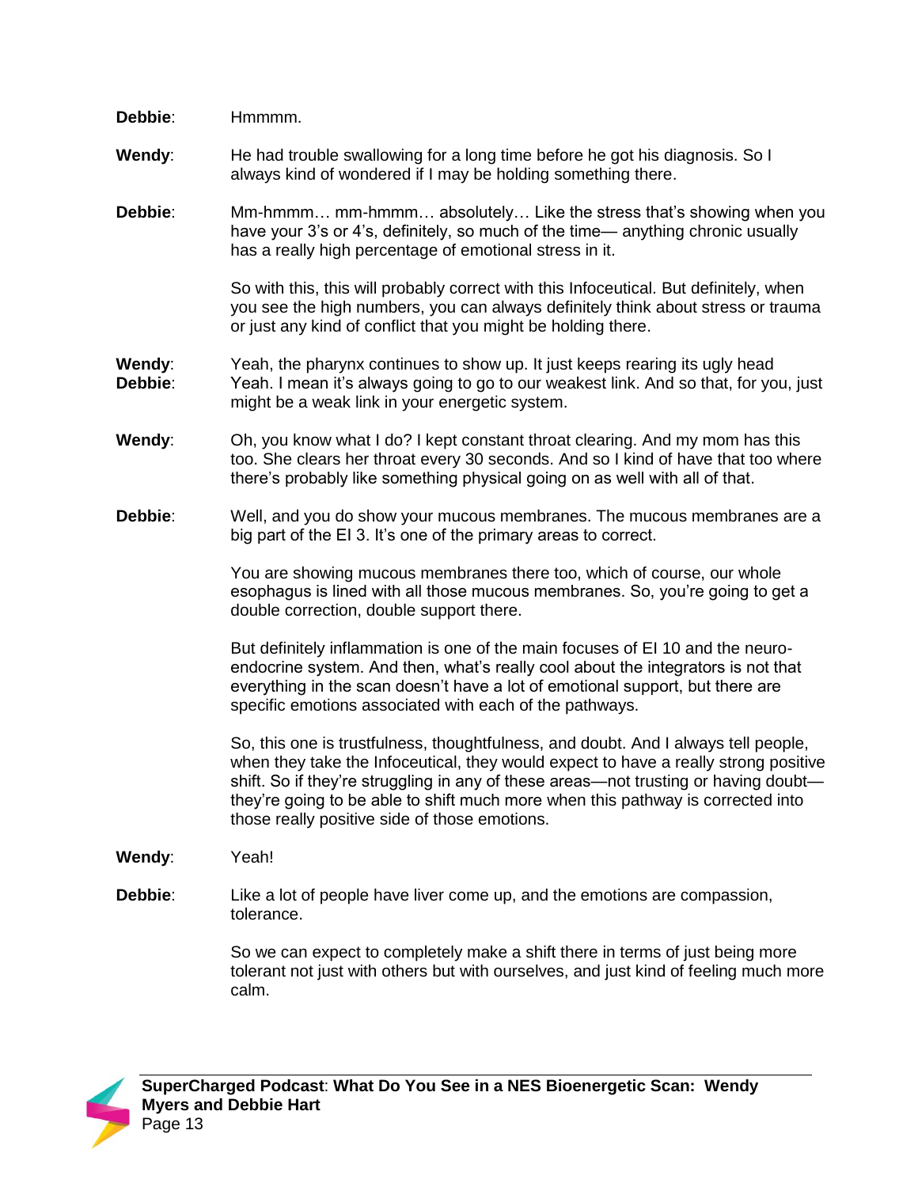**Debbie**: Hmmmm.

**Wendy**: He had trouble swallowing for a long time before he got his diagnosis. So I always kind of wondered if I may be holding something there.

**Debbie**: Mm-hmmm… mm-hmmm… absolutely… Like the stress that's showing when you have your 3's or 4's, definitely, so much of the time— anything chronic usually has a really high percentage of emotional stress in it.

So with this, this will probably correct with this Infoceutical. But definitely, when you see the high numbers, you can always definitely think about stress or trauma or just any kind of conflict that you might be holding there.

**Wendy**: Yeah, the pharynx continues to show up. It just keeps rearing its ugly head

**Debbie**: Yeah. I mean it's always going to go to our weakest link. And so that, for you, just might be a weak link in your energetic system.

**Wendy**: Oh, you know what I do? I kept constant throat clearing. And my mom has this too. She clears her throat every 30 seconds. And so I kind of have that too where there's probably like something physical going on as well with all of that.

**Debbie**: Well, and you do show your mucous membranes. The mucous membranes are a big part of the EI 3. It's one of the primary areas to correct.

You are showing mucous membranes there too, which of course, our whole esophagus is lined with all those mucous membranes. So, you're going to get a double correction, double support there.

But definitely inflammation is one of the main focuses of EI 10 and the neuro-endocrine system. And then, what's really cool about the integrators is not that everything in the scan doesn't have a lot of emotional support, but there are specific emotions associated with each of the pathways.

So, this one is trustfulness, thoughtfulness, and doubt. And I always tell people, when they take the Infoceutical, they would expect to have a really strong positive shift. So if they're struggling in any of these areas—not trusting or having doubt—they're going to be able to shift much more when this pathway is corrected into those really positive side of those emotions.

**Wendy**: Yeah!

**Debbie**: Like a lot of people have liver come up, and the emotions are compassion, tolerance.

So we can expect to completely make a shift there in terms of just being more tolerant not just with others but with ourselves, and just kind of feeling much more calm.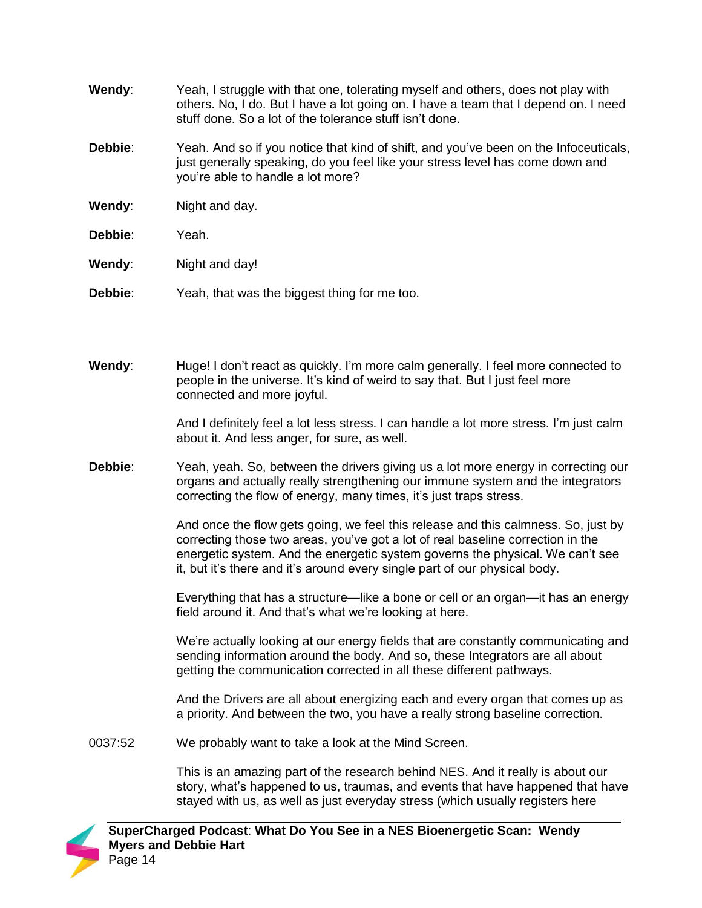**Wendy**: Yeah, I struggle with that one, tolerating myself and others, does not play with others. No, I do. But I have a lot going on. I have a team that I depend on. I need stuff done. So a lot of the tolerance stuff isn't done.

**Debbie**: Yeah. And so if you notice that kind of shift, and you've been on the Infoceuticals, just generally speaking, do you feel like your stress level has come down and you're able to handle a lot more?

**Wendy**: Night and day.

**Debbie**: Yeah.

**Wendy**: Night and day!

**Debbie**: Yeah, that was the biggest thing for me too.

**Wendy**: Huge! I don't react as quickly. I'm more calm generally. I feel more connected to people in the universe. It's kind of weird to say that. But I just feel more connected and more joyful.

And I definitely feel a lot less stress. I can handle a lot more stress. I'm just calm about it. And less anger, for sure, as well.

**Debbie**: Yeah, yeah. So, between the drivers giving us a lot more energy in correcting our organs and actually really strengthening our immune system and the integrators correcting the flow of energy, many times, it's just traps stress.

And once the flow gets going, we feel this release and this calmness. So, just by correcting those two areas, you've got a lot of real baseline correction in the energetic system. And the energetic system governs the physical. We can't see it, but it's there and it's around every single part of our physical body.

Everything that has a structure—like a bone or cell or an organ—it has an energy field around it. And that's what we're looking at here.

We're actually looking at our energy fields that are constantly communicating and sending information around the body. And so, these Integrators are all about getting the communication corrected in all these different pathways.

And the Drivers are all about energizing each and every organ that comes up as a priority. And between the two, you have a really strong baseline correction.

0037:52 We probably want to take a look at the Mind Screen.

This is an amazing part of the research behind NES. And it really is about our story, what's happened to us, traumas, and events that have happened that have stayed with us, as well as just everyday stress (which usually registers here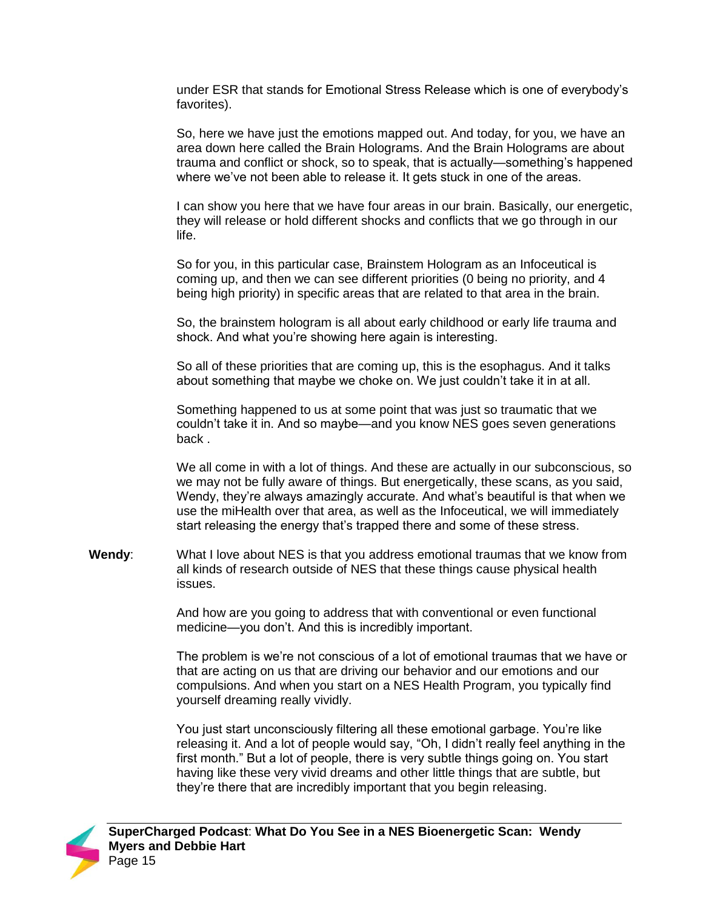under ESR that stands for Emotional Stress Release which is one of everybody's favorites).

So, here we have just the emotions mapped out. And today, for you, we have an area down here called the Brain Holograms. And the Brain Holograms are about trauma and conflict or shock, so to speak, that is actually—something's happened where we've not been able to release it. It gets stuck in one of the areas.

I can show you here that we have four areas in our brain. Basically, our energetic, they will release or hold different shocks and conflicts that we go through in our life.

So for you, in this particular case, Brainstem Hologram as an Infoceutical is coming up, and then we can see different priorities (0 being no priority, and 4 being high priority) in specific areas that are related to that area in the brain.

So, the brainstem hologram is all about early childhood or early life trauma and shock. And what you're showing here again is interesting.

So all of these priorities that are coming up, this is the esophagus. And it talks about something that maybe we choke on. We just couldn't take it in at all.

Something happened to us at some point that was just so traumatic that we couldn't take it in. And so maybe—and you know NES goes seven generations back .

We all come in with a lot of things. And these are actually in our subconscious, so we may not be fully aware of things. But energetically, these scans, as you said, Wendy, they're always amazingly accurate. And what's beautiful is that when we use the miHealth over that area, as well as the Infoceutical, we will immediately start releasing the energy that's trapped there and some of these stress.

**Wendy**: What I love about NES is that you address emotional traumas that we know from all kinds of research outside of NES that these things cause physical health issues.

And how are you going to address that with conventional or even functional medicine—you don't. And this is incredibly important.

The problem is we're not conscious of a lot of emotional traumas that we have or that are acting on us that are driving our behavior and our emotions and our compulsions. And when you start on a NES Health Program, you typically find yourself dreaming really vividly.

You just start unconsciously filtering all these emotional garbage. You're like releasing it. And a lot of people would say, "Oh, I didn't really feel anything in the first month." But a lot of people, there is very subtle things going on. You start having like these very vivid dreams and other little things that are subtle, but they're there that are incredibly important that you begin releasing.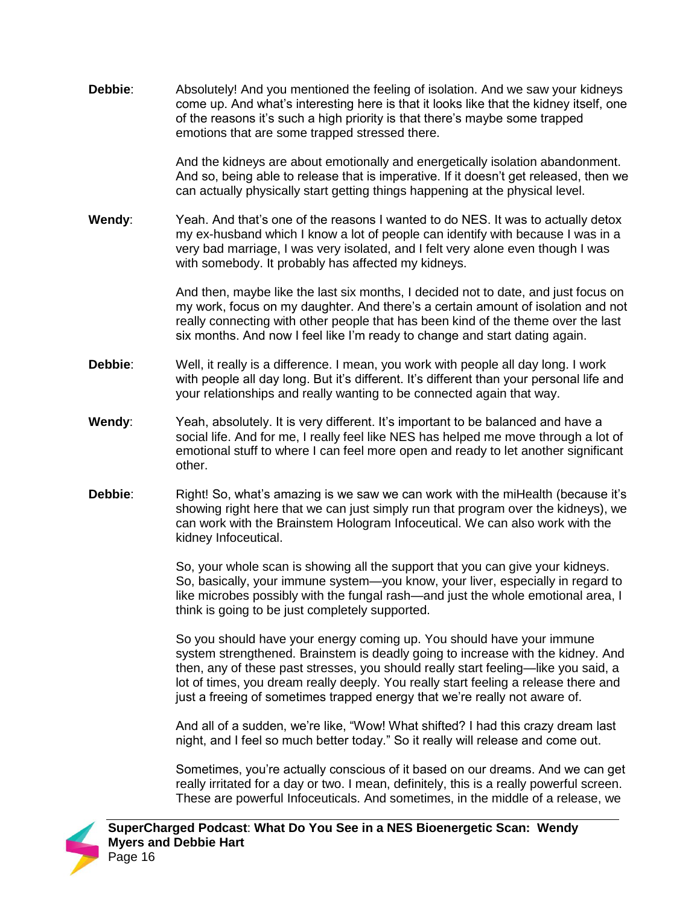**Debbie**: Absolutely! And you mentioned the feeling of isolation. And we saw your kidneys come up. And what's interesting here is that it looks like that the kidney itself, one of the reasons it's such a high priority is that there's maybe some trapped emotions that are some trapped stressed there.

And the kidneys are about emotionally and energetically isolation abandonment. And so, being able to release that is imperative. If it doesn't get released, then we can actually physically start getting things happening at the physical level.

**Wendy**: Yeah. And that's one of the reasons I wanted to do NES. It was to actually detox my ex-husband which I know a lot of people can identify with because I was in a very bad marriage, I was very isolated, and I felt very alone even though I was with somebody. It probably has affected my kidneys.

And then, maybe like the last six months, I decided not to date, and just focus on my work, focus on my daughter. And there's a certain amount of isolation and not really connecting with other people that has been kind of the theme over the last six months. And now I feel like I'm ready to change and start dating again.

**Debbie**: Well, it really is a difference. I mean, you work with people all day long. I work with people all day long. But it's different. It's different than your personal life and your relationships and really wanting to be connected again that way.

**Wendy**: Yeah, absolutely. It is very different. It's important to be balanced and have a social life. And for me, I really feel like NES has helped me move through a lot of emotional stuff to where I can feel more open and ready to let another significant other.

**Debbie**: Right! So, what's amazing is we saw we can work with the miHealth (because it's showing right here that we can just simply run that program over the kidneys), we can work with the Brainstem Hologram Infoceutical. We can also work with the kidney Infoceutical.

So, your whole scan is showing all the support that you can give your kidneys. So, basically, your immune system—you know, your liver, especially in regard to like microbes possibly with the fungal rash—and just the whole emotional area, I think is going to be just completely supported.

So you should have your energy coming up. You should have your immune system strengthened. Brainstem is deadly going to increase with the kidney. And then, any of these past stresses, you should really start feeling—like you said, a lot of times, you dream really deeply. You really start feeling a release there and just a freeing of sometimes trapped energy that we're really not aware of.

And all of a sudden, we're like, "Wow! What shifted? I had this crazy dream last night, and I feel so much better today." So it really will release and come out.

Sometimes, you're actually conscious of it based on our dreams. And we can get really irritated for a day or two. I mean, definitely, this is a really powerful screen. These are powerful Infoceuticals. And sometimes, in the middle of a release, we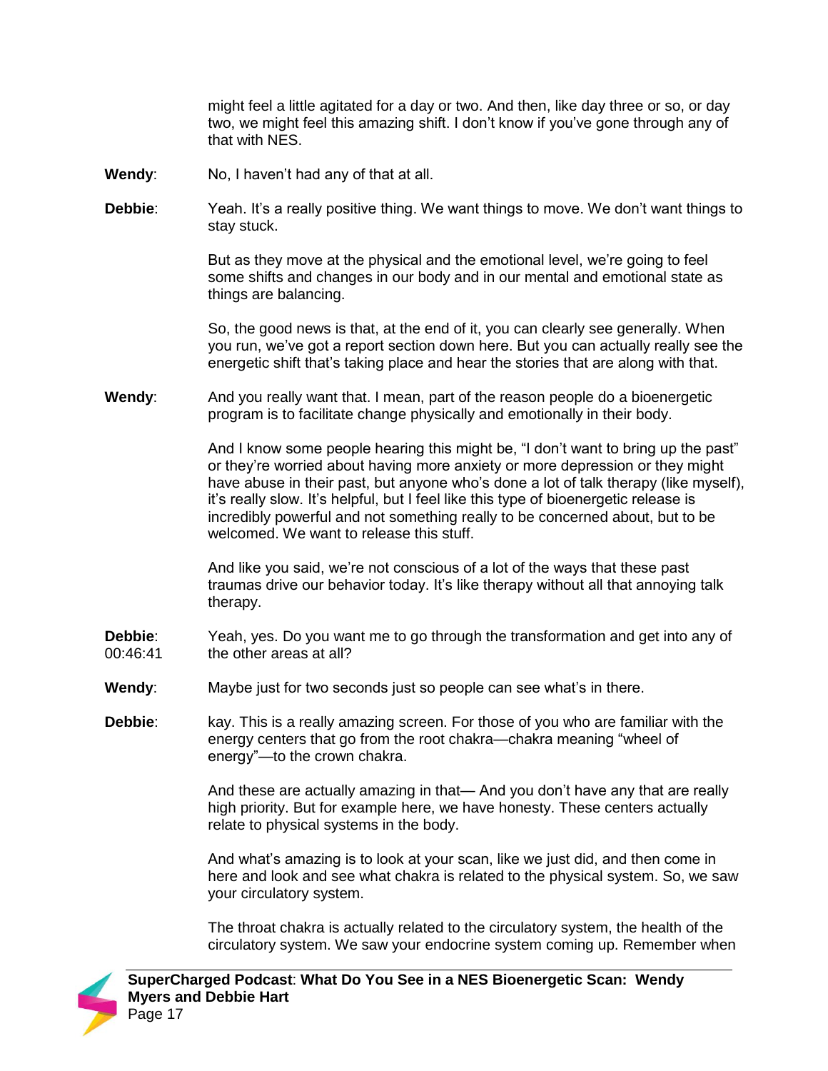might feel a little agitated for a day or two. And then, like day three or so, or day two, we might feel this amazing shift. I don't know if you've gone through any of that with NES.

**Wendy**: No, I haven't had any of that at all.

**Debbie**: Yeah. It's a really positive thing. We want things to move. We don't want things to stay stuck.

But as they move at the physical and the emotional level, we're going to feel some shifts and changes in our body and in our mental and emotional state as things are balancing.

So, the good news is that, at the end of it, you can clearly see generally. When you run, we've got a report section down here. But you can actually really see the energetic shift that's taking place and hear the stories that are along with that.

**Wendy**: And you really want that. I mean, part of the reason people do a bioenergetic program is to facilitate change physically and emotionally in their body.

And I know some people hearing this might be, "I don't want to bring up the past" or they're worried about having more anxiety or more depression or they might have abuse in their past, but anyone who's done a lot of talk therapy (like myself), it's really slow. It's helpful, but I feel like this type of bioenergetic release is incredibly powerful and not something really to be concerned about, but to be welcomed. We want to release this stuff.

And like you said, we're not conscious of a lot of the ways that these past traumas drive our behavior today. It's like therapy without all that annoying talk therapy.

**Debbie**: 00:46:41 Yeah, yes. Do you want me to go through the transformation and get into any of the other areas at all?

**Wendy**: Maybe just for two seconds just so people can see what's in there.

**Debbie**: kay. This is a really amazing screen. For those of you who are familiar with the energy centers that go from the root chakra—chakra meaning "wheel of energy"—to the crown chakra.

And these are actually amazing in that— And you don't have any that are really high priority. But for example here, we have honesty. These centers actually relate to physical systems in the body.

And what's amazing is to look at your scan, like we just did, and then come in here and look and see what chakra is related to the physical system. So, we saw your circulatory system.

The throat chakra is actually related to the circulatory system, the health of the circulatory system. We saw your endocrine system coming up. Remember when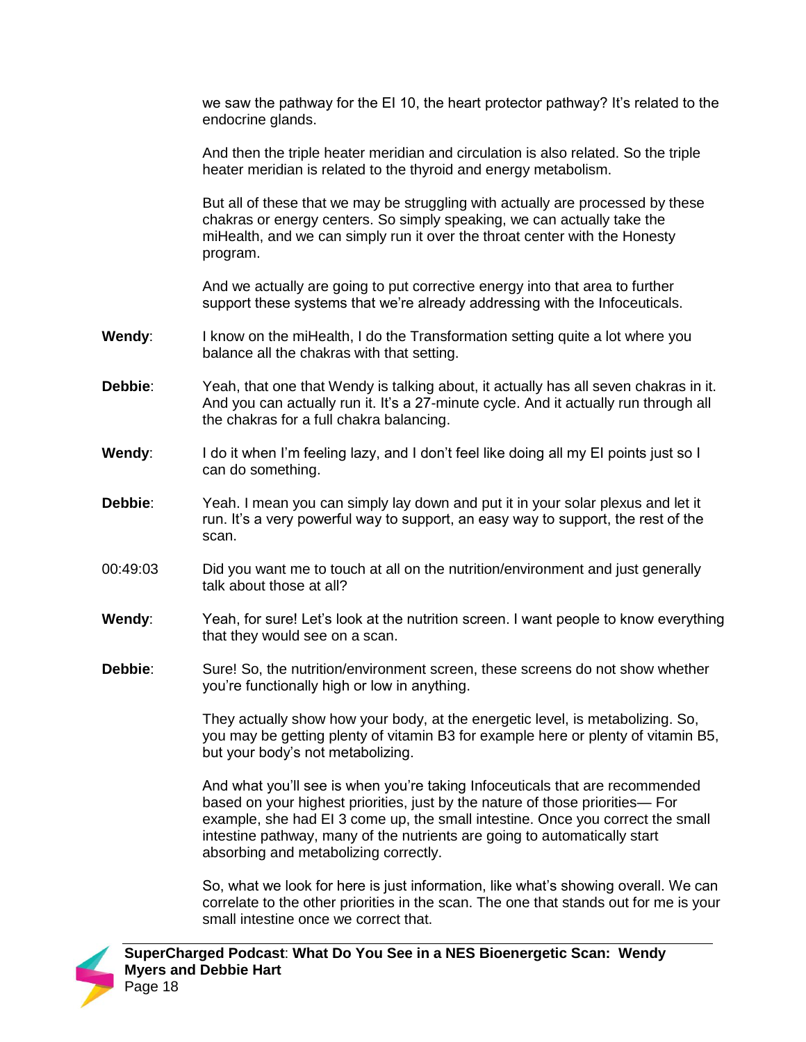we saw the pathway for the EI 10, the heart protector pathway? It's related to the endocrine glands.

And then the triple heater meridian and circulation is also related. So the triple heater meridian is related to the thyroid and energy metabolism.

But all of these that we may be struggling with actually are processed by these chakras or energy centers. So simply speaking, we can actually take the miHealth, and we can simply run it over the throat center with the Honesty program.

And we actually are going to put corrective energy into that area to further support these systems that we're already addressing with the Infoceuticals.

**Wendy**: I know on the miHealth, I do the Transformation setting quite a lot where you balance all the chakras with that setting.

**Debbie**: Yeah, that one that Wendy is talking about, it actually has all seven chakras in it. And you can actually run it. It's a 27-minute cycle. And it actually run through all the chakras for a full chakra balancing.

**Wendy**: I do it when I'm feeling lazy, and I don't feel like doing all my EI points just so I can do something.

**Debbie**: Yeah. I mean you can simply lay down and put it in your solar plexus and let it run. It's a very powerful way to support, an easy way to support, the rest of the scan.

00:49:03 Did you want me to touch at all on the nutrition/environment and just generally talk about those at all?

**Wendy**: Yeah, for sure! Let's look at the nutrition screen. I want people to know everything that they would see on a scan.

**Debbie**: Sure! So, the nutrition/environment screen, these screens do not show whether you're functionally high or low in anything.

They actually show how your body, at the energetic level, is metabolizing. So, you may be getting plenty of vitamin B3 for example here or plenty of vitamin B5, but your body's not metabolizing.

And what you'll see is when you're taking Infoceuticals that are recommended based on your highest priorities, just by the nature of those priorities— For example, she had EI 3 come up, the small intestine. Once you correct the small intestine pathway, many of the nutrients are going to automatically start absorbing and metabolizing correctly.

So, what we look for here is just information, like what's showing overall. We can correlate to the other priorities in the scan. The one that stands out for me is your small intestine once we correct that.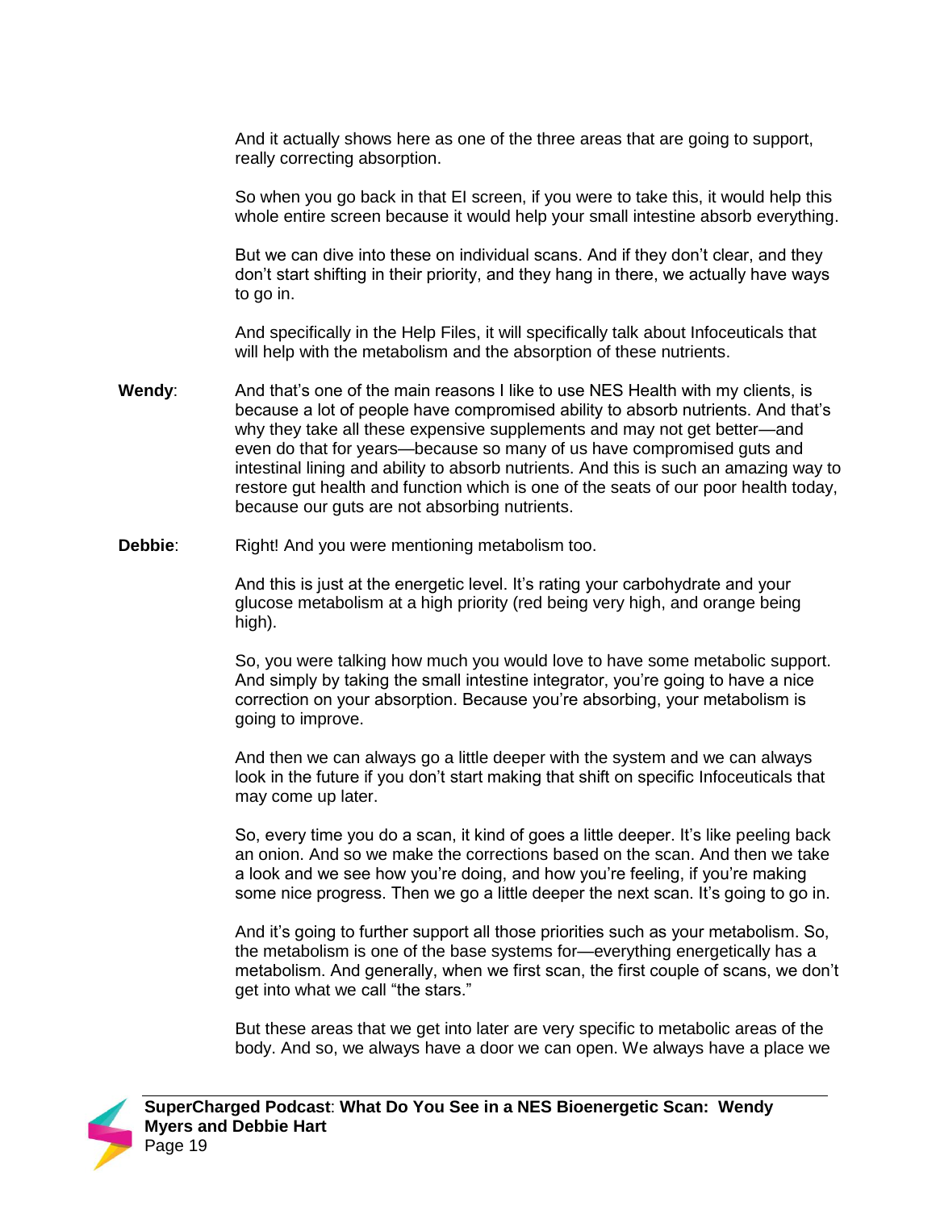And it actually shows here as one of the three areas that are going to support, really correcting absorption.

So when you go back in that EI screen, if you were to take this, it would help this whole entire screen because it would help your small intestine absorb everything.

But we can dive into these on individual scans. And if they don't clear, and they don't start shifting in their priority, and they hang in there, we actually have ways to go in.

And specifically in the Help Files, it will specifically talk about Infoceuticals that will help with the metabolism and the absorption of these nutrients.

**Wendy**: And that's one of the main reasons I like to use NES Health with my clients, is because a lot of people have compromised ability to absorb nutrients. And that's why they take all these expensive supplements and may not get better—and even do that for years—because so many of us have compromised guts and intestinal lining and ability to absorb nutrients. And this is such an amazing way to restore gut health and function which is one of the seats of our poor health today, because our guts are not absorbing nutrients.

**Debbie**: Right! And you were mentioning metabolism too.

And this is just at the energetic level. It's rating your carbohydrate and your glucose metabolism at a high priority (red being very high, and orange being high).

So, you were talking how much you would love to have some metabolic support. And simply by taking the small intestine integrator, you're going to have a nice correction on your absorption. Because you're absorbing, your metabolism is going to improve.

And then we can always go a little deeper with the system and we can always look in the future if you don't start making that shift on specific Infoceuticals that may come up later.

So, every time you do a scan, it kind of goes a little deeper. It's like peeling back an onion. And so we make the corrections based on the scan. And then we take a look and we see how you're doing, and how you're feeling, if you're making some nice progress. Then we go a little deeper the next scan. It's going to go in.

And it's going to further support all those priorities such as your metabolism. So, the metabolism is one of the base systems for—everything energetically has a metabolism. And generally, when we first scan, the first couple of scans, we don't get into what we call "the stars."

But these areas that we get into later are very specific to metabolic areas of the body. And so, we always have a door we can open. We always have a place we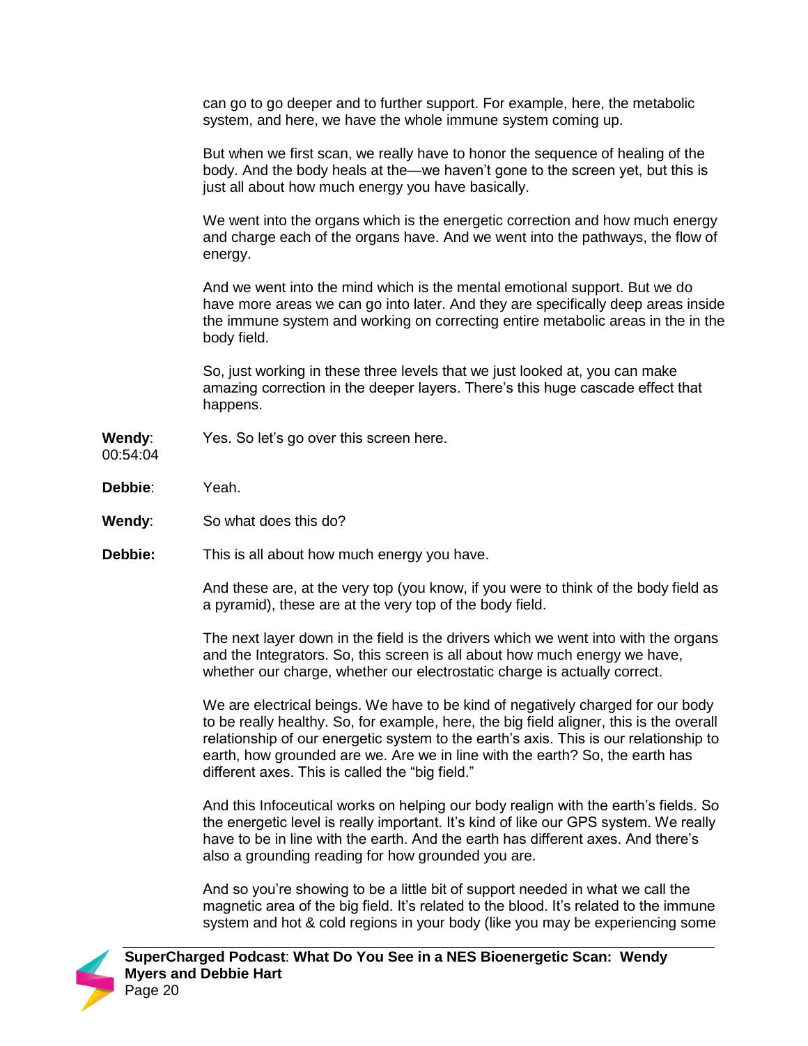can go to go deeper and to further support. For example, here, the metabolic system, and here, we have the whole immune system coming up.

But when we first scan, we really have to honor the sequence of healing of the body. And the body heals at the—we haven't gone to the screen yet, but this is just all about how much energy you have basically.

We went into the organs which is the energetic correction and how much energy and charge each of the organs have. And we went into the pathways, the flow of energy.

And we went into the mind which is the mental emotional support. But we do have more areas we can go into later. And they are specifically deep areas inside the immune system and working on correcting entire metabolic areas in the in the body field.

So, just working in these three levels that we just looked at, you can make amazing correction in the deeper layers. There's this huge cascade effect that happens.

**Wendy**: 00:54:04
Yes. So let's go over this screen here.

**Debbie**: Yeah.

**Wendy**: So what does this do?

**Debbie:** This is all about how much energy you have.

And these are, at the very top (you know, if you were to think of the body field as a pyramid), these are at the very top of the body field.

The next layer down in the field is the drivers which we went into with the organs and the Integrators. So, this screen is all about how much energy we have, whether our charge, whether our electrostatic charge is actually correct.

We are electrical beings. We have to be kind of negatively charged for our body to be really healthy. So, for example, here, the big field aligner, this is the overall relationship of our energetic system to the earth's axis. This is our relationship to earth, how grounded are we. Are we in line with the earth? So, the earth has different axes. This is called the "big field."

And this Infoceutical works on helping our body realign with the earth's fields. So the energetic level is really important. It's kind of like our GPS system. We really have to be in line with the earth. And the earth has different axes. And there's also a grounding reading for how grounded you are.

And so you're showing to be a little bit of support needed in what we call the magnetic area of the big field. It's related to the blood. It's related to the immune system and hot & cold regions in your body (like you may be experiencing some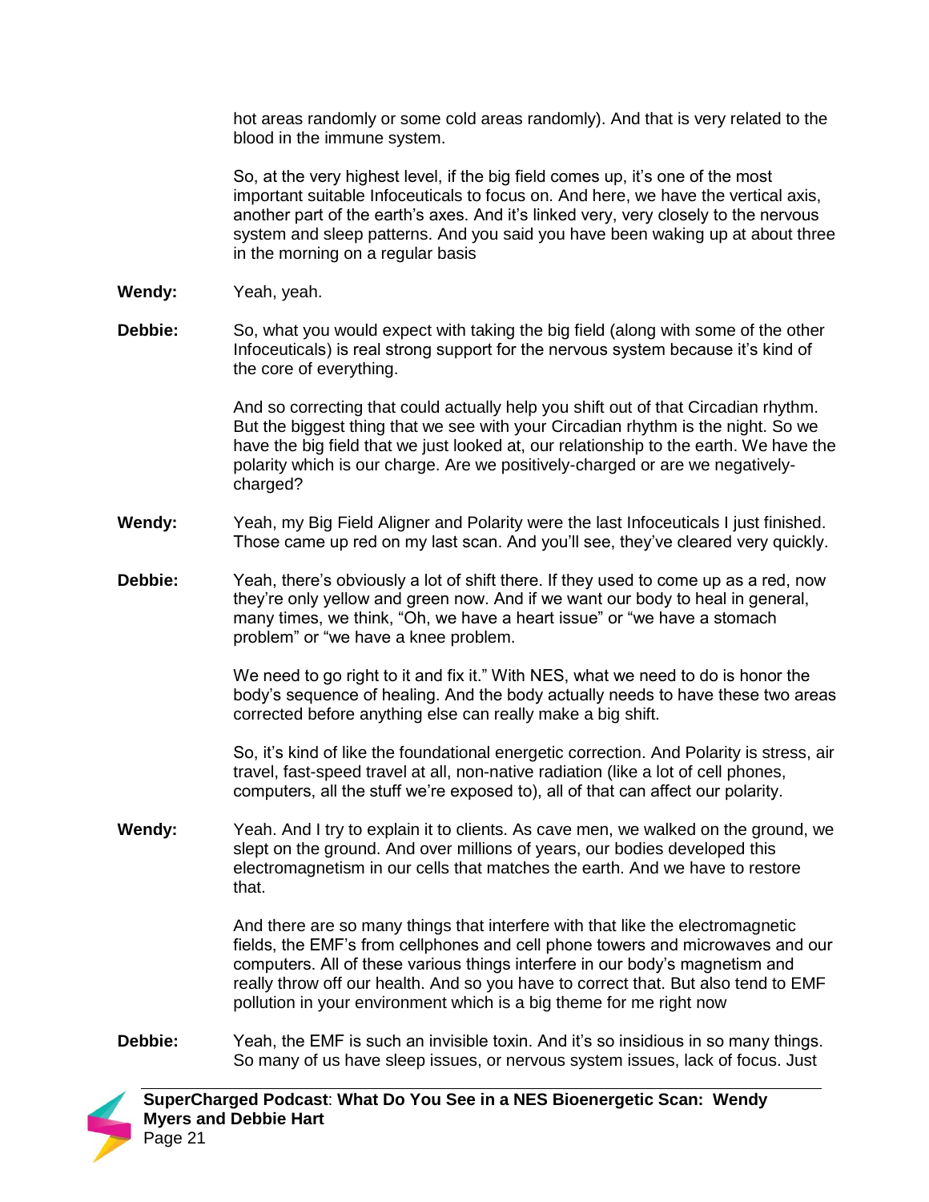hot areas randomly or some cold areas randomly). And that is very related to the blood in the immune system.

So, at the very highest level, if the big field comes up, it's one of the most important suitable Infoceuticals to focus on. And here, we have the vertical axis, another part of the earth's axes. And it's linked very, very closely to the nervous system and sleep patterns. And you said you have been waking up at about three in the morning on a regular basis

**Wendy:** Yeah, yeah.

**Debbie:** So, what you would expect with taking the big field (along with some of the other Infoceuticals) is real strong support for the nervous system because it's kind of the core of everything.

And so correcting that could actually help you shift out of that Circadian rhythm. But the biggest thing that we see with your Circadian rhythm is the night. So we have the big field that we just looked at, our relationship to the earth. We have the polarity which is our charge. Are we positively-charged or are we negatively-charged?

**Wendy:** Yeah, my Big Field Aligner and Polarity were the last Infoceuticals I just finished. Those came up red on my last scan. And you'll see, they've cleared very quickly.

**Debbie:** Yeah, there's obviously a lot of shift there. If they used to come up as a red, now they're only yellow and green now. And if we want our body to heal in general, many times, we think, "Oh, we have a heart issue" or "we have a stomach problem" or "we have a knee problem.

We need to go right to it and fix it." With NES, what we need to do is honor the body's sequence of healing. And the body actually needs to have these two areas corrected before anything else can really make a big shift.

So, it's kind of like the foundational energetic correction. And Polarity is stress, air travel, fast-speed travel at all, non-native radiation (like a lot of cell phones, computers, all the stuff we're exposed to), all of that can affect our polarity.

**Wendy:** Yeah. And I try to explain it to clients. As cave men, we walked on the ground, we slept on the ground. And over millions of years, our bodies developed this electromagnetism in our cells that matches the earth. And we have to restore that.

And there are so many things that interfere with that like the electromagnetic fields, the EMF's from cellphones and cell phone towers and microwaves and our computers. All of these various things interfere in our body's magnetism and really throw off our health. And so you have to correct that. But also tend to EMF pollution in your environment which is a big theme for me right now

**Debbie:** Yeah, the EMF is such an invisible toxin. And it's so insidious in so many things. So many of us have sleep issues, or nervous system issues, lack of focus. Just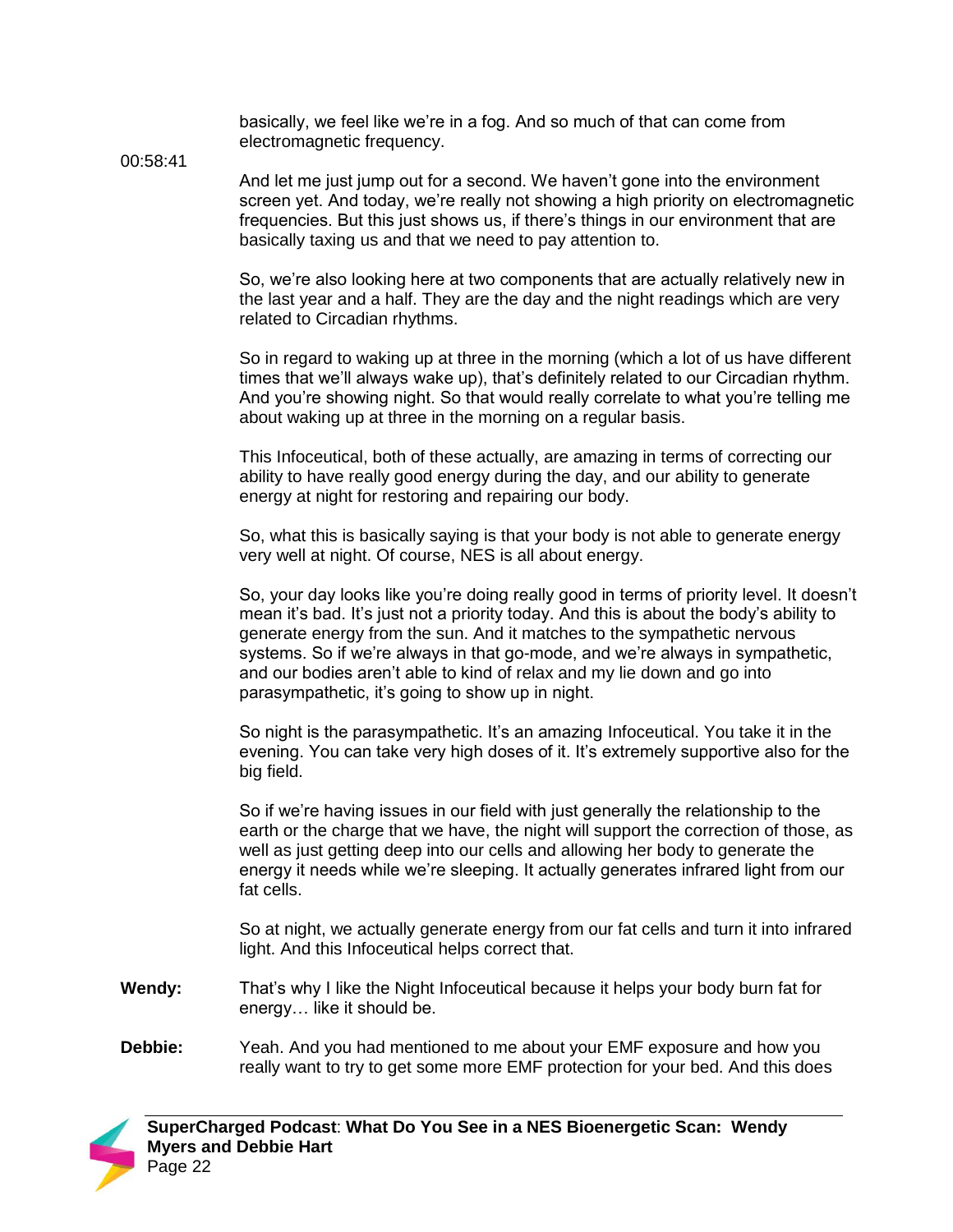basically, we feel like we're in a fog. And so much of that can come from electromagnetic frequency.

00:58:41

And let me just jump out for a second. We haven't gone into the environment screen yet. And today, we're really not showing a high priority on electromagnetic frequencies. But this just shows us, if there's things in our environment that are basically taxing us and that we need to pay attention to.

So, we're also looking here at two components that are actually relatively new in the last year and a half. They are the day and the night readings which are very related to Circadian rhythms.

So in regard to waking up at three in the morning (which a lot of us have different times that we'll always wake up), that's definitely related to our Circadian rhythm. And you're showing night. So that would really correlate to what you're telling me about waking up at three in the morning on a regular basis.

This Infoceutical, both of these actually, are amazing in terms of correcting our ability to have really good energy during the day, and our ability to generate energy at night for restoring and repairing our body.

So, what this is basically saying is that your body is not able to generate energy very well at night. Of course, NES is all about energy.

So, your day looks like you're doing really good in terms of priority level. It doesn't mean it's bad. It's just not a priority today. And this is about the body's ability to generate energy from the sun. And it matches to the sympathetic nervous systems. So if we're always in that go-mode, and we're always in sympathetic, and our bodies aren't able to kind of relax and my lie down and go into parasympathetic, it's going to show up in night.

So night is the parasympathetic. It's an amazing Infoceutical. You take it in the evening. You can take very high doses of it. It's extremely supportive also for the big field.

So if we're having issues in our field with just generally the relationship to the earth or the charge that we have, the night will support the correction of those, as well as just getting deep into our cells and allowing her body to generate the energy it needs while we're sleeping. It actually generates infrared light from our fat cells.

So at night, we actually generate energy from our fat cells and turn it into infrared light. And this Infoceutical helps correct that.

**Wendy:** That's why I like the Night Infoceutical because it helps your body burn fat for energy… like it should be.

**Debbie:** Yeah. And you had mentioned to me about your EMF exposure and how you really want to try to get some more EMF protection for your bed. And this does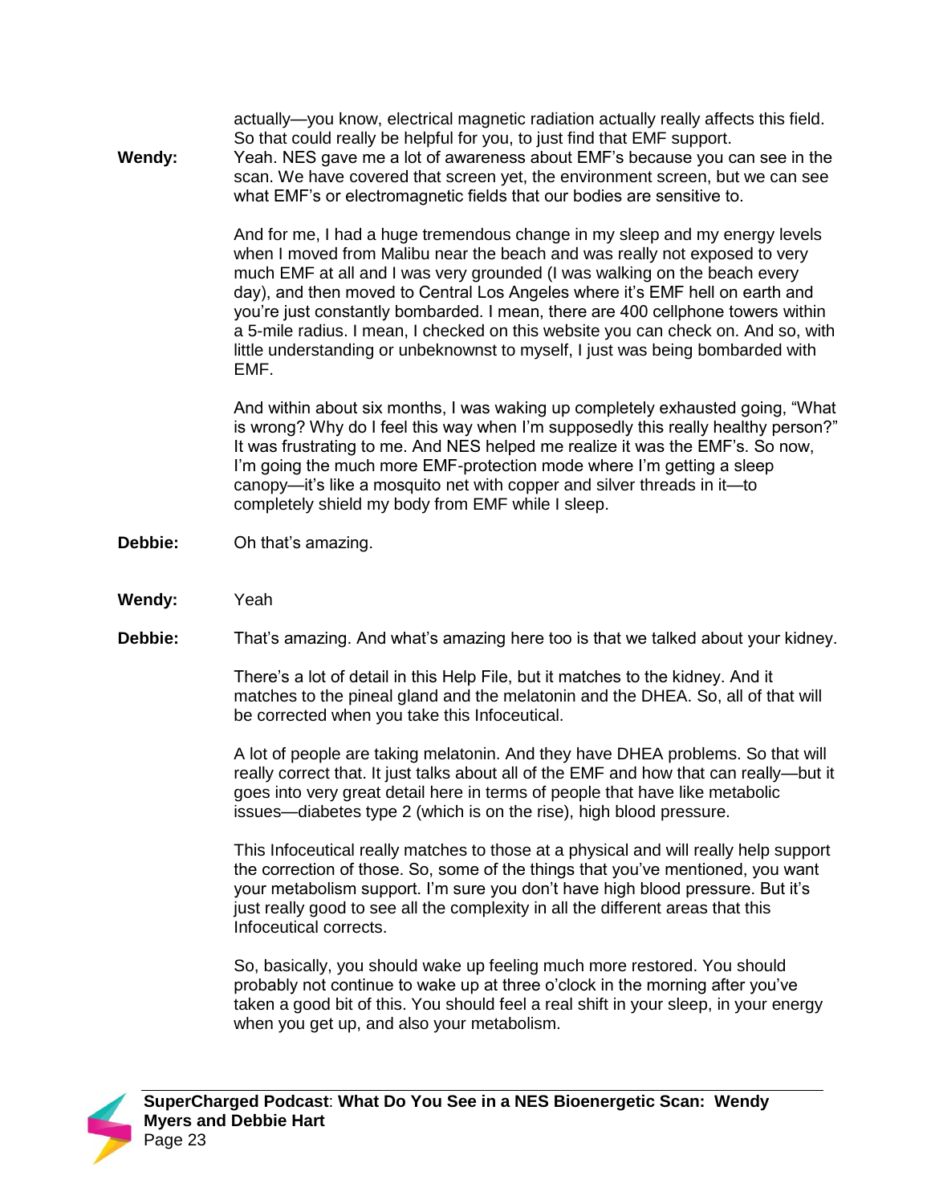actually—you know, electrical magnetic radiation actually really affects this field. So that could really be helpful for you, to just find that EMF support.

**Wendy:** Yeah. NES gave me a lot of awareness about EMF's because you can see in the scan. We have covered that screen yet, the environment screen, but we can see what EMF's or electromagnetic fields that our bodies are sensitive to.

And for me, I had a huge tremendous change in my sleep and my energy levels when I moved from Malibu near the beach and was really not exposed to very much EMF at all and I was very grounded (I was walking on the beach every day), and then moved to Central Los Angeles where it's EMF hell on earth and you're just constantly bombarded. I mean, there are 400 cellphone towers within a 5-mile radius. I mean, I checked on this website you can check on. And so, with little understanding or unbeknownst to myself, I just was being bombarded with EMF.

And within about six months, I was waking up completely exhausted going, "What is wrong? Why do I feel this way when I'm supposedly this really healthy person?" It was frustrating to me. And NES helped me realize it was the EMF's. So now, I'm going the much more EMF-protection mode where I'm getting a sleep canopy—it's like a mosquito net with copper and silver threads in it—to completely shield my body from EMF while I sleep.

**Debbie:** Oh that's amazing.

**Wendy:** Yeah

**Debbie:** That's amazing. And what's amazing here too is that we talked about your kidney.

There's a lot of detail in this Help File, but it matches to the kidney. And it matches to the pineal gland and the melatonin and the DHEA. So, all of that will be corrected when you take this Infoceutical.

A lot of people are taking melatonin. And they have DHEA problems. So that will really correct that. It just talks about all of the EMF and how that can really—but it goes into very great detail here in terms of people that have like metabolic issues—diabetes type 2 (which is on the rise), high blood pressure.

This Infoceutical really matches to those at a physical and will really help support the correction of those. So, some of the things that you've mentioned, you want your metabolism support. I'm sure you don't have high blood pressure. But it's just really good to see all the complexity in all the different areas that this Infoceutical corrects.

So, basically, you should wake up feeling much more restored. You should probably not continue to wake up at three o'clock in the morning after you've taken a good bit of this. You should feel a real shift in your sleep, in your energy when you get up, and also your metabolism.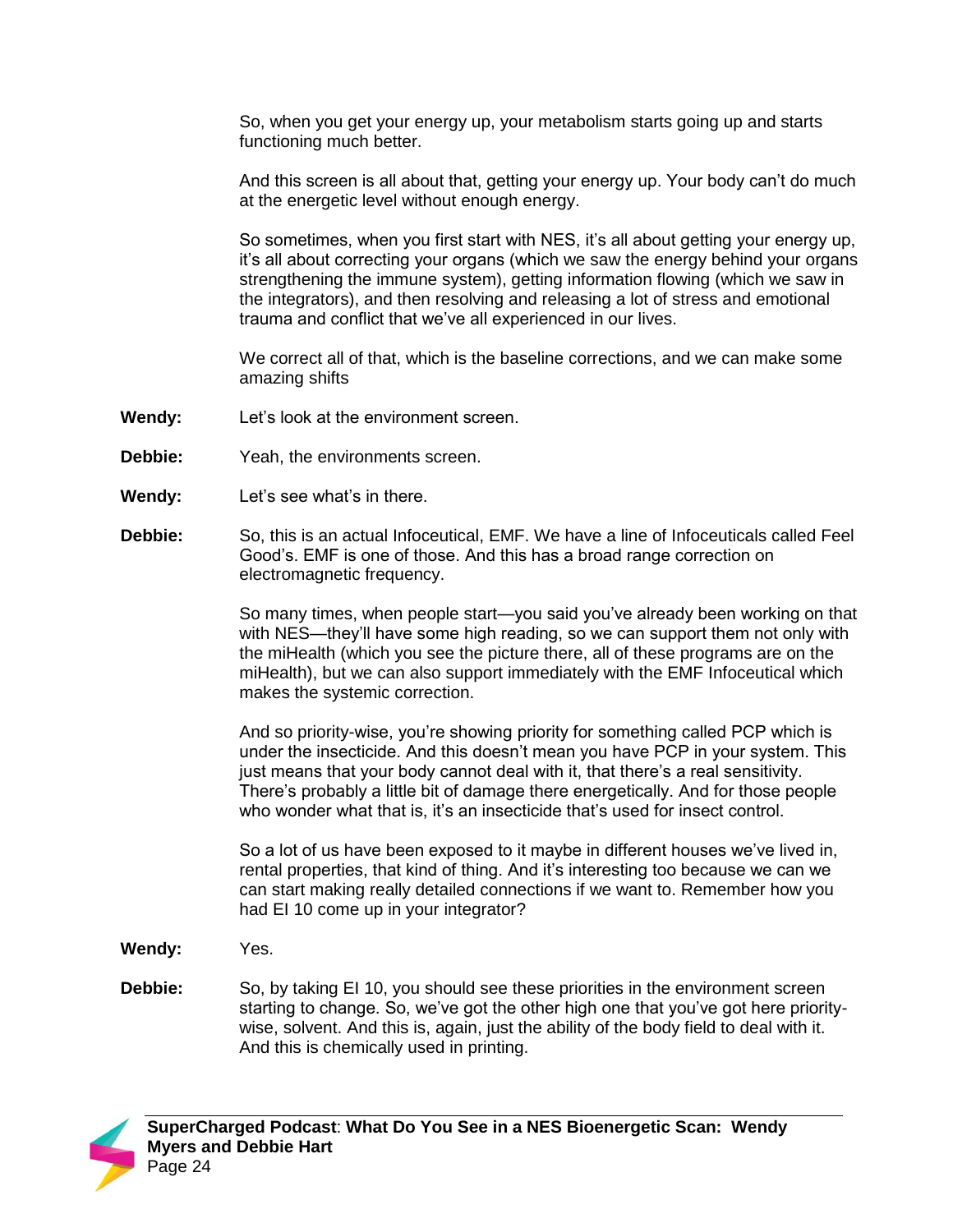So, when you get your energy up, your metabolism starts going up and starts functioning much better.

And this screen is all about that, getting your energy up. Your body can't do much at the energetic level without enough energy.

So sometimes, when you first start with NES, it's all about getting your energy up, it's all about correcting your organs (which we saw the energy behind your organs strengthening the immune system), getting information flowing (which we saw in the integrators), and then resolving and releasing a lot of stress and emotional trauma and conflict that we've all experienced in our lives.

We correct all of that, which is the baseline corrections, and we can make some amazing shifts

**Wendy:** Let's look at the environment screen.

**Debbie:** Yeah, the environments screen.

**Wendy:** Let's see what's in there.

**Debbie:** So, this is an actual Infoceutical, EMF. We have a line of Infoceuticals called Feel Good's. EMF is one of those. And this has a broad range correction on electromagnetic frequency.

So many times, when people start—you said you've already been working on that with NES—they'll have some high reading, so we can support them not only with the miHealth (which you see the picture there, all of these programs are on the miHealth), but we can also support immediately with the EMF Infoceutical which makes the systemic correction.

And so priority-wise, you're showing priority for something called PCP which is under the insecticide. And this doesn't mean you have PCP in your system. This just means that your body cannot deal with it, that there's a real sensitivity. There's probably a little bit of damage there energetically. And for those people who wonder what that is, it's an insecticide that's used for insect control.

So a lot of us have been exposed to it maybe in different houses we've lived in, rental properties, that kind of thing. And it's interesting too because we can we can start making really detailed connections if we want to. Remember how you had EI 10 come up in your integrator?

**Wendy:** Yes.

**Debbie:** So, by taking EI 10, you should see these priorities in the environment screen starting to change. So, we've got the other high one that you've got here priority-wise, solvent. And this is, again, just the ability of the body field to deal with it. And this is chemically used in printing.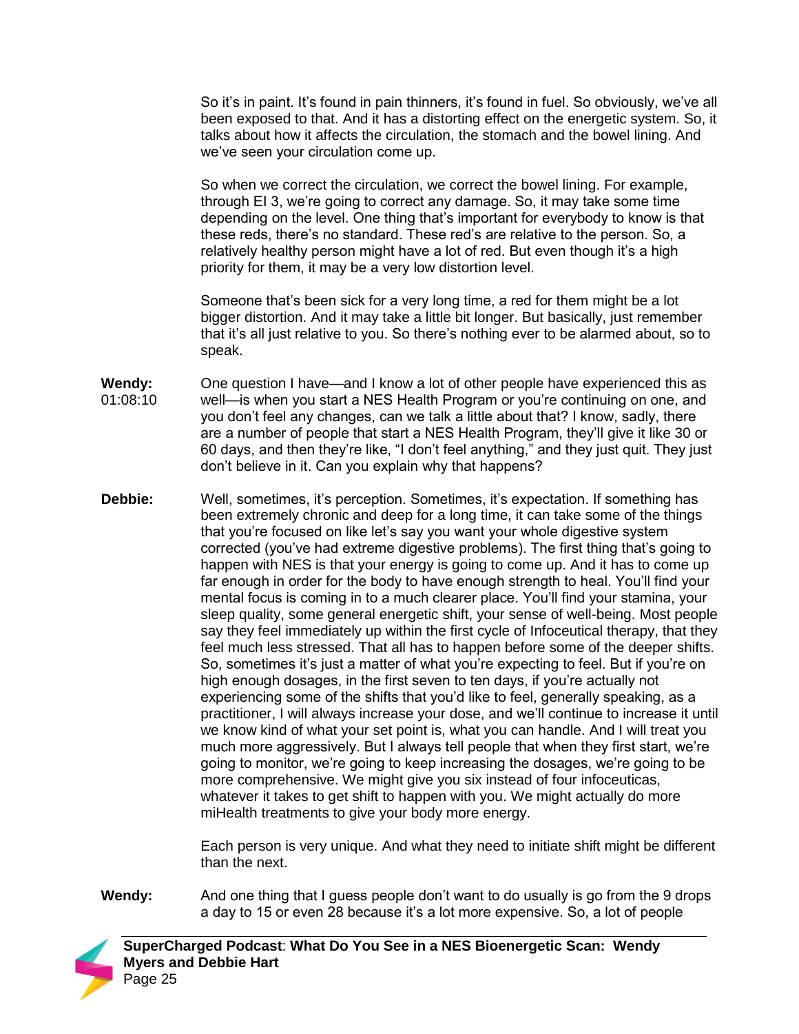So it's in paint. It's found in pain thinners, it's found in fuel. So obviously, we've all been exposed to that. And it has a distorting effect on the energetic system. So, it talks about how it affects the circulation, the stomach and the bowel lining. And we've seen your circulation come up.

So when we correct the circulation, we correct the bowel lining. For example, through EI 3, we're going to correct any damage. So, it may take some time depending on the level. One thing that's important for everybody to know is that these reds, there's no standard. These red's are relative to the person. So, a relatively healthy person might have a lot of red. But even though it's a high priority for them, it may be a very low distortion level.

Someone that's been sick for a very long time, a red for them might be a lot bigger distortion. And it may take a little bit longer. But basically, just remember that it's all just relative to you. So there's nothing ever to be alarmed about, so to speak.

**Wendy:** 01:08:10 One question I have—and I know a lot of other people have experienced this as well—is when you start a NES Health Program or you're continuing on one, and you don't feel any changes, can we talk a little about that? I know, sadly, there are a number of people that start a NES Health Program, they'll give it like 30 or 60 days, and then they're like, "I don't feel anything," and they just quit. They just don't believe in it. Can you explain why that happens?

**Debbie:** Well, sometimes, it's perception. Sometimes, it's expectation. If something has been extremely chronic and deep for a long time, it can take some of the things that you're focused on like let's say you want your whole digestive system corrected (you've had extreme digestive problems). The first thing that's going to happen with NES is that your energy is going to come up. And it has to come up far enough in order for the body to have enough strength to heal. You'll find your mental focus is coming in to a much clearer place. You'll find your stamina, your sleep quality, some general energetic shift, your sense of well-being. Most people say they feel immediately up within the first cycle of Infoceutical therapy, that they feel much less stressed. That all has to happen before some of the deeper shifts. So, sometimes it's just a matter of what you're expecting to feel. But if you're on high enough dosages, in the first seven to ten days, if you're actually not experiencing some of the shifts that you'd like to feel, generally speaking, as a practitioner, I will always increase your dose, and we'll continue to increase it until we know kind of what your set point is, what you can handle. And I will treat you much more aggressively. But I always tell people that when they first start, we're going to monitor, we're going to keep increasing the dosages, we're going to be more comprehensive. We might give you six instead of four infoceuticas, whatever it takes to get shift to happen with you. We might actually do more miHealth treatments to give your body more energy.

Each person is very unique. And what they need to initiate shift might be different than the next.

**Wendy:** And one thing that I guess people don't want to do usually is go from the 9 drops a day to 15 or even 28 because it's a lot more expensive. So, a lot of people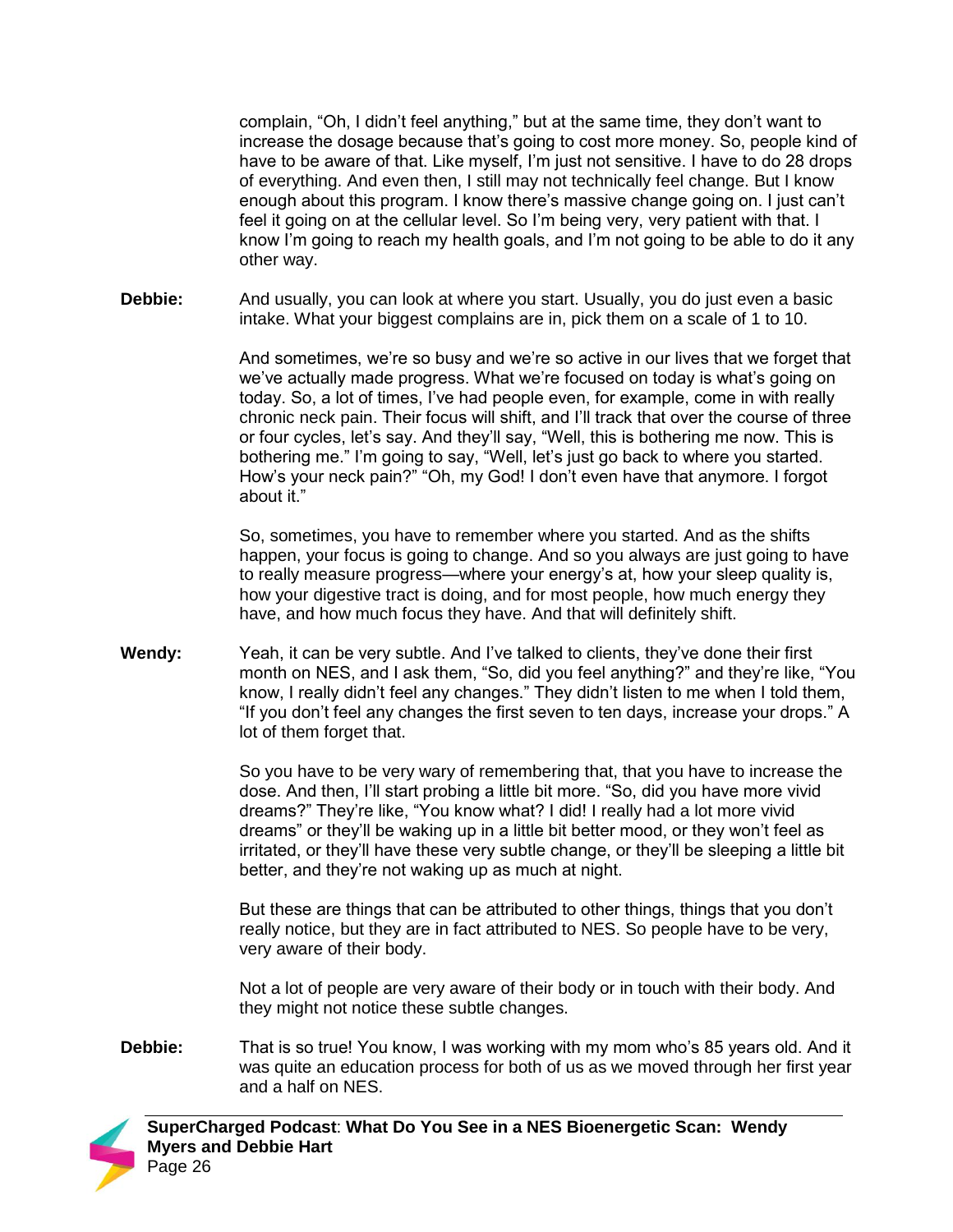complain, "Oh, I didn't feel anything," but at the same time, they don't want to increase the dosage because that's going to cost more money. So, people kind of have to be aware of that. Like myself, I'm just not sensitive. I have to do 28 drops of everything. And even then, I still may not technically feel change. But I know enough about this program. I know there's massive change going on. I just can't feel it going on at the cellular level. So I'm being very, very patient with that. I know I'm going to reach my health goals, and I'm not going to be able to do it any other way.

**Debbie:** And usually, you can look at where you start. Usually, you do just even a basic intake. What your biggest complains are in, pick them on a scale of 1 to 10.

And sometimes, we're so busy and we're so active in our lives that we forget that we've actually made progress. What we're focused on today is what's going on today. So, a lot of times, I've had people even, for example, come in with really chronic neck pain. Their focus will shift, and I'll track that over the course of three or four cycles, let's say. And they'll say, "Well, this is bothering me now. This is bothering me." I'm going to say, "Well, let's just go back to where you started. How's your neck pain?" "Oh, my God! I don't even have that anymore. I forgot about it."

So, sometimes, you have to remember where you started. And as the shifts happen, your focus is going to change. And so you always are just going to have to really measure progress—where your energy's at, how your sleep quality is, how your digestive tract is doing, and for most people, how much energy they have, and how much focus they have. And that will definitely shift.

**Wendy:** Yeah, it can be very subtle. And I've talked to clients, they've done their first month on NES, and I ask them, "So, did you feel anything?" and they're like, "You know, I really didn't feel any changes." They didn't listen to me when I told them, "If you don't feel any changes the first seven to ten days, increase your drops." A lot of them forget that.

So you have to be very wary of remembering that, that you have to increase the dose. And then, I'll start probing a little bit more. "So, did you have more vivid dreams?" They're like, "You know what? I did! I really had a lot more vivid dreams" or they'll be waking up in a little bit better mood, or they won't feel as irritated, or they'll have these very subtle change, or they'll be sleeping a little bit better, and they're not waking up as much at night.

But these are things that can be attributed to other things, things that you don't really notice, but they are in fact attributed to NES. So people have to be very, very aware of their body.

Not a lot of people are very aware of their body or in touch with their body. And they might not notice these subtle changes.

**Debbie:** That is so true! You know, I was working with my mom who's 85 years old. And it was quite an education process for both of us as we moved through her first year and a half on NES.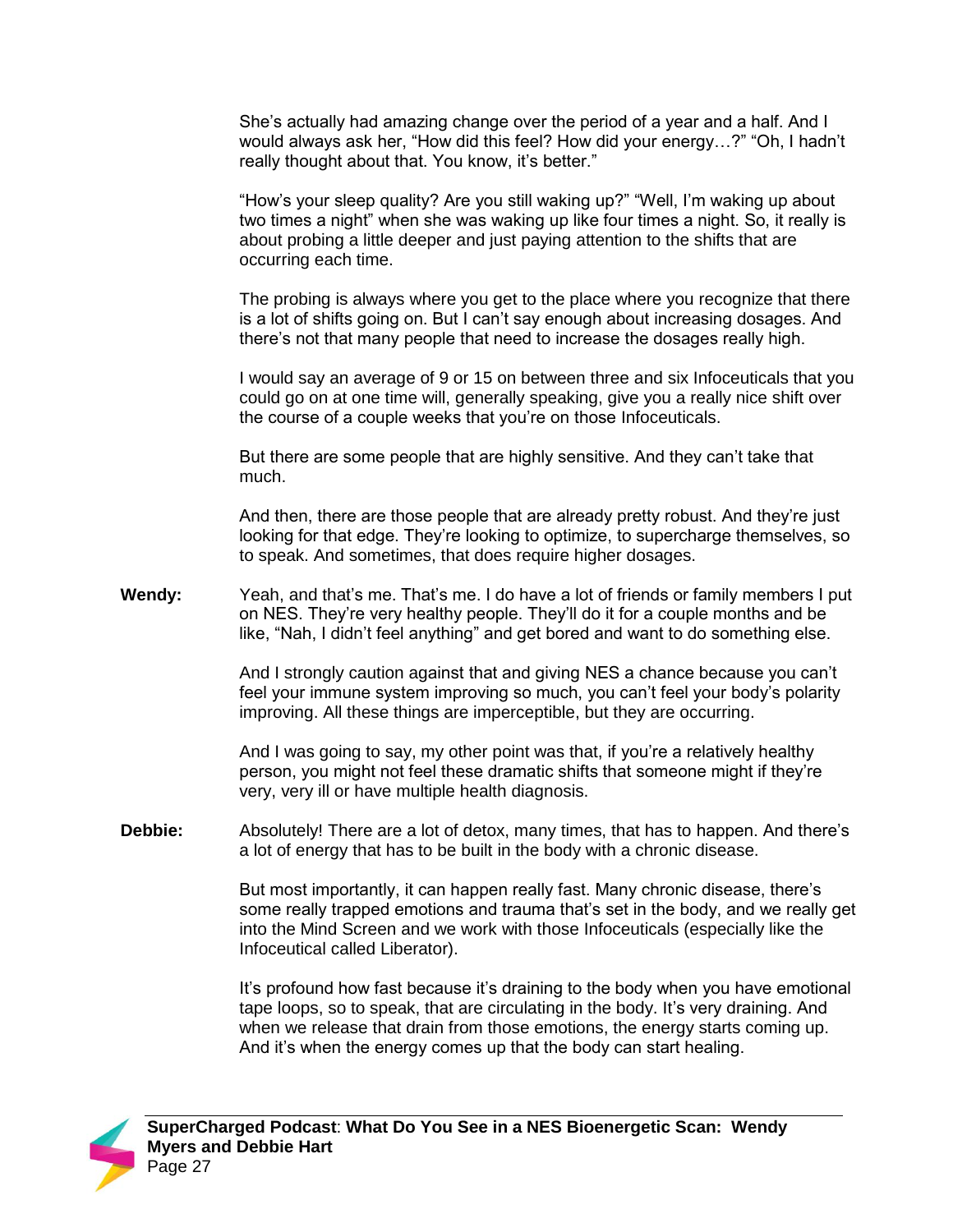She's actually had amazing change over the period of a year and a half. And I would always ask her, "How did this feel? How did your energy…?" "Oh, I hadn't really thought about that. You know, it's better."

"How's your sleep quality? Are you still waking up?" "Well, I'm waking up about two times a night" when she was waking up like four times a night. So, it really is about probing a little deeper and just paying attention to the shifts that are occurring each time.

The probing is always where you get to the place where you recognize that there is a lot of shifts going on. But I can't say enough about increasing dosages. And there's not that many people that need to increase the dosages really high.

I would say an average of 9 or 15 on between three and six Infoceuticals that you could go on at one time will, generally speaking, give you a really nice shift over the course of a couple weeks that you're on those Infoceuticals.

But there are some people that are highly sensitive. And they can't take that much.

And then, there are those people that are already pretty robust. And they're just looking for that edge. They're looking to optimize, to supercharge themselves, so to speak. And sometimes, that does require higher dosages.

**Wendy:** Yeah, and that's me. That's me. I do have a lot of friends or family members I put on NES. They're very healthy people. They'll do it for a couple months and be like, "Nah, I didn't feel anything" and get bored and want to do something else.

And I strongly caution against that and giving NES a chance because you can't feel your immune system improving so much, you can't feel your body's polarity improving. All these things are imperceptible, but they are occurring.

And I was going to say, my other point was that, if you're a relatively healthy person, you might not feel these dramatic shifts that someone might if they're very, very ill or have multiple health diagnosis.

**Debbie:** Absolutely! There are a lot of detox, many times, that has to happen. And there's a lot of energy that has to be built in the body with a chronic disease.

But most importantly, it can happen really fast. Many chronic disease, there's some really trapped emotions and trauma that's set in the body, and we really get into the Mind Screen and we work with those Infoceuticals (especially like the Infoceutical called Liberator).

It's profound how fast because it's draining to the body when you have emotional tape loops, so to speak, that are circulating in the body. It's very draining. And when we release that drain from those emotions, the energy starts coming up. And it's when the energy comes up that the body can start healing.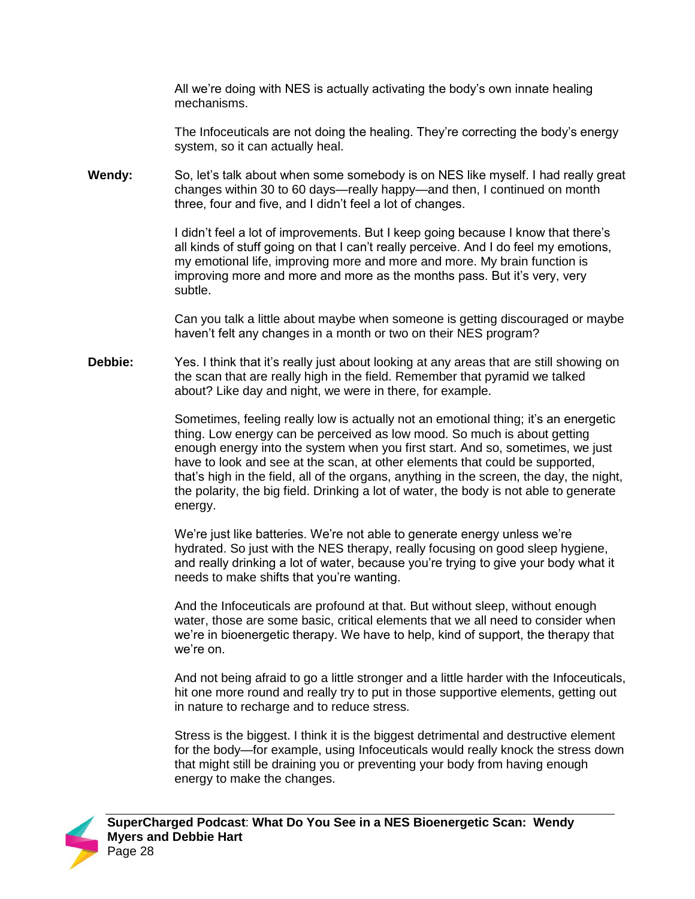All we're doing with NES is actually activating the body's own innate healing mechanisms.

The Infoceuticals are not doing the healing. They're correcting the body's energy system, so it can actually heal.

**Wendy:** So, let's talk about when some somebody is on NES like myself. I had really great changes within 30 to 60 days—really happy—and then, I continued on month three, four and five, and I didn't feel a lot of changes.

I didn't feel a lot of improvements. But I keep going because I know that there's all kinds of stuff going on that I can't really perceive. And I do feel my emotions, my emotional life, improving more and more and more. My brain function is improving more and more and more as the months pass. But it's very, very subtle.

Can you talk a little about maybe when someone is getting discouraged or maybe haven't felt any changes in a month or two on their NES program?

**Debbie:** Yes. I think that it's really just about looking at any areas that are still showing on the scan that are really high in the field. Remember that pyramid we talked about? Like day and night, we were in there, for example.

Sometimes, feeling really low is actually not an emotional thing; it's an energetic thing. Low energy can be perceived as low mood. So much is about getting enough energy into the system when you first start. And so, sometimes, we just have to look and see at the scan, at other elements that could be supported, that's high in the field, all of the organs, anything in the screen, the day, the night, the polarity, the big field. Drinking a lot of water, the body is not able to generate energy.

We're just like batteries. We're not able to generate energy unless we're hydrated. So just with the NES therapy, really focusing on good sleep hygiene, and really drinking a lot of water, because you're trying to give your body what it needs to make shifts that you're wanting.

And the Infoceuticals are profound at that. But without sleep, without enough water, those are some basic, critical elements that we all need to consider when we're in bioenergetic therapy. We have to help, kind of support, the therapy that we're on.

And not being afraid to go a little stronger and a little harder with the Infoceuticals, hit one more round and really try to put in those supportive elements, getting out in nature to recharge and to reduce stress.

Stress is the biggest. I think it is the biggest detrimental and destructive element for the body—for example, using Infoceuticals would really knock the stress down that might still be draining you or preventing your body from having enough energy to make the changes.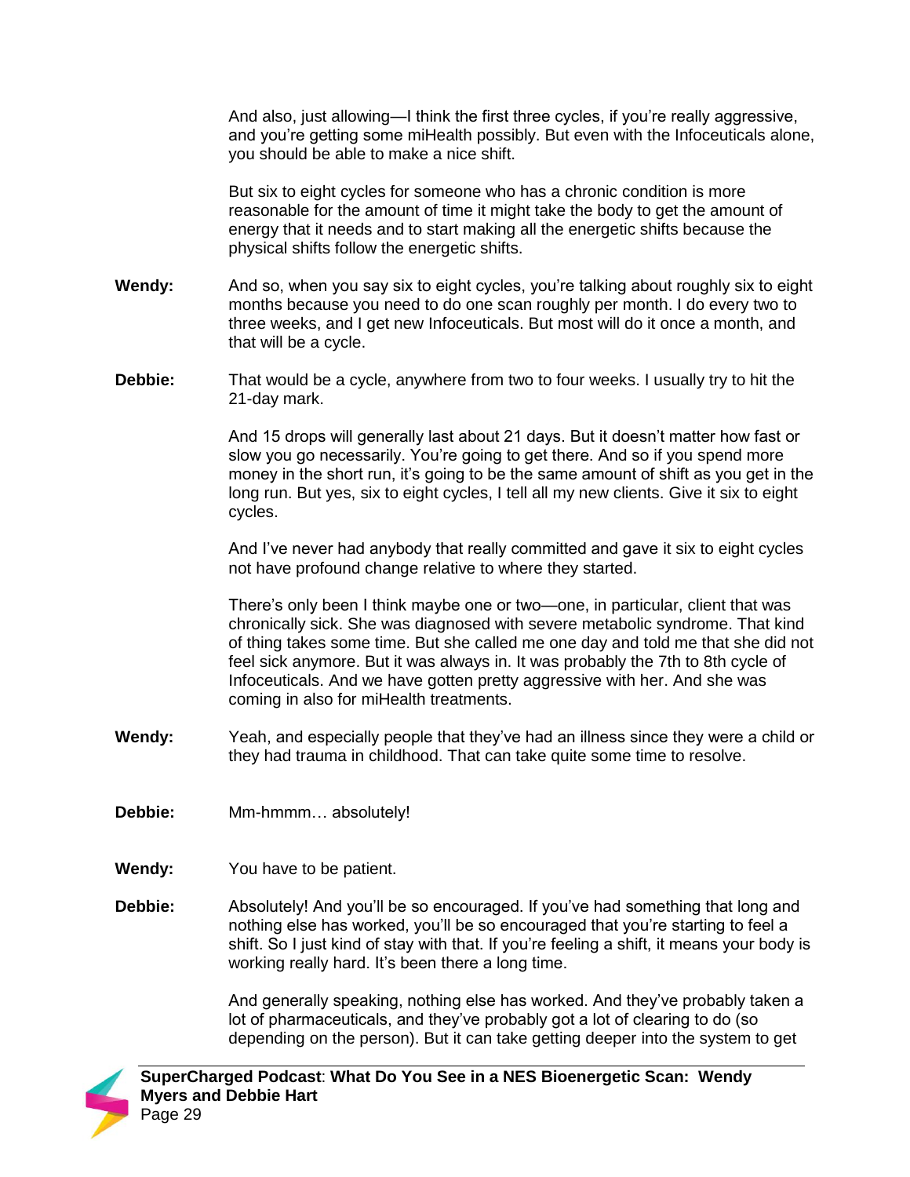And also, just allowing—I think the first three cycles, if you're really aggressive, and you're getting some miHealth possibly. But even with the Infoceuticals alone, you should be able to make a nice shift.

But six to eight cycles for someone who has a chronic condition is more reasonable for the amount of time it might take the body to get the amount of energy that it needs and to start making all the energetic shifts because the physical shifts follow the energetic shifts.

**Wendy:** And so, when you say six to eight cycles, you're talking about roughly six to eight months because you need to do one scan roughly per month. I do every two to three weeks, and I get new Infoceuticals. But most will do it once a month, and that will be a cycle.

**Debbie:** That would be a cycle, anywhere from two to four weeks. I usually try to hit the 21-day mark.

And 15 drops will generally last about 21 days. But it doesn't matter how fast or slow you go necessarily. You're going to get there. And so if you spend more money in the short run, it's going to be the same amount of shift as you get in the long run. But yes, six to eight cycles, I tell all my new clients. Give it six to eight cycles.

And I've never had anybody that really committed and gave it six to eight cycles not have profound change relative to where they started.

There's only been I think maybe one or two—one, in particular, client that was chronically sick. She was diagnosed with severe metabolic syndrome. That kind of thing takes some time. But she called me one day and told me that she did not feel sick anymore. But it was always in. It was probably the 7th to 8th cycle of Infoceuticals. And we have gotten pretty aggressive with her. And she was coming in also for miHealth treatments.

**Wendy:** Yeah, and especially people that they've had an illness since they were a child or they had trauma in childhood. That can take quite some time to resolve.

**Debbie:** Mm-hmmm… absolutely!

**Wendy:** You have to be patient.

**Debbie:** Absolutely! And you'll be so encouraged. If you've had something that long and nothing else has worked, you'll be so encouraged that you're starting to feel a shift. So I just kind of stay with that. If you're feeling a shift, it means your body is working really hard. It's been there a long time.

And generally speaking, nothing else has worked. And they've probably taken a lot of pharmaceuticals, and they've probably got a lot of clearing to do (so depending on the person). But it can take getting deeper into the system to get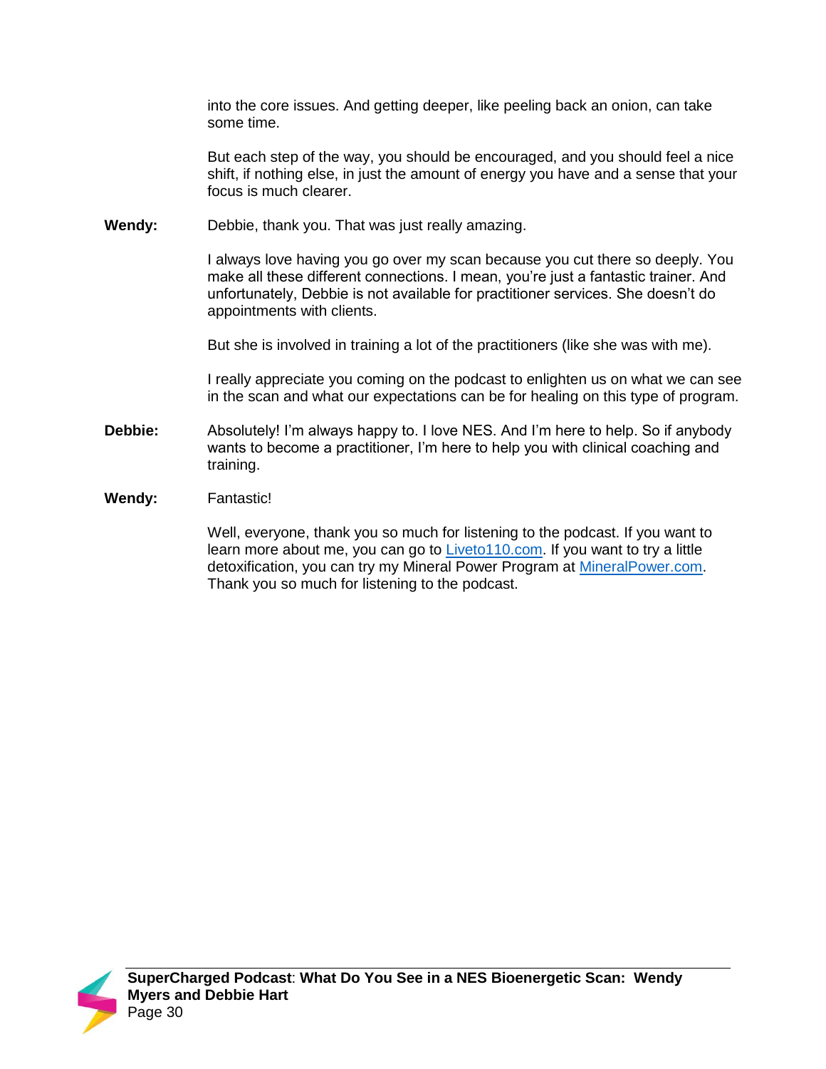into the core issues. And getting deeper, like peeling back an onion, can take some time.

But each step of the way, you should be encouraged, and you should feel a nice shift, if nothing else, in just the amount of energy you have and a sense that your focus is much clearer.

**Wendy:** Debbie, thank you. That was just really amazing.

I always love having you go over my scan because you cut there so deeply. You make all these different connections. I mean, you're just a fantastic trainer. And unfortunately, Debbie is not available for practitioner services. She doesn't do appointments with clients.

But she is involved in training a lot of the practitioners (like she was with me).

I really appreciate you coming on the podcast to enlighten us on what we can see in the scan and what our expectations can be for healing on this type of program.

**Debbie:** Absolutely! I'm always happy to. I love NES. And I'm here to help. So if anybody wants to become a practitioner, I'm here to help you with clinical coaching and training.

**Wendy:** Fantastic!

Well, everyone, thank you so much for listening to the podcast. If you want to learn more about me, you can go to [Liveto110.com](http://Liveto110.com). If you want to try a little detoxification, you can try my Mineral Power Program at [MineralPower.com](http://MineralPower.com). Thank you so much for listening to the podcast.